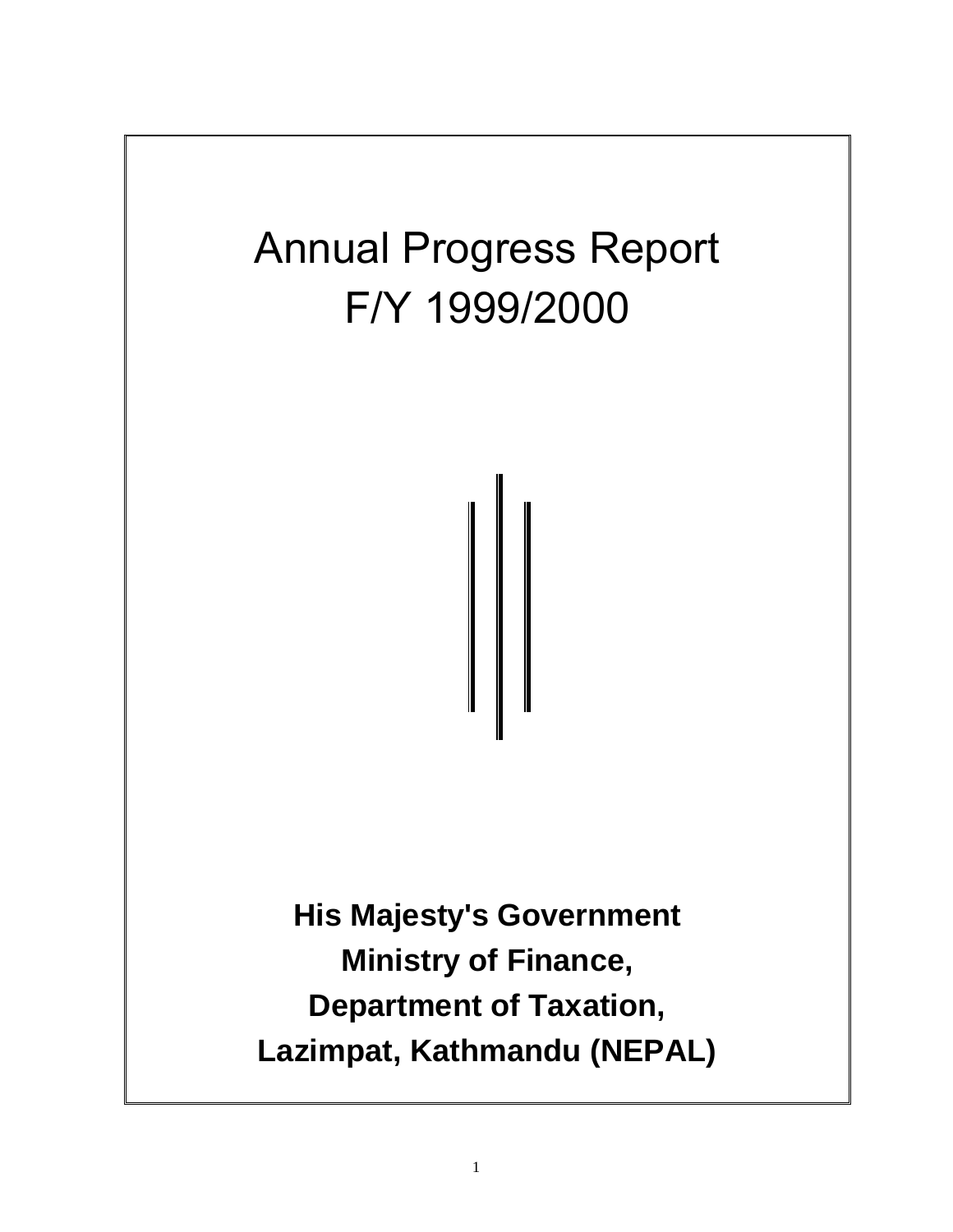# Annual Progress Report
# F/Y 1999/2000

**His Majesty's Government**

**Ministry of Finance,**

**Department of Taxation,**

**Lazimpat, Kathmandu (NEPAL)**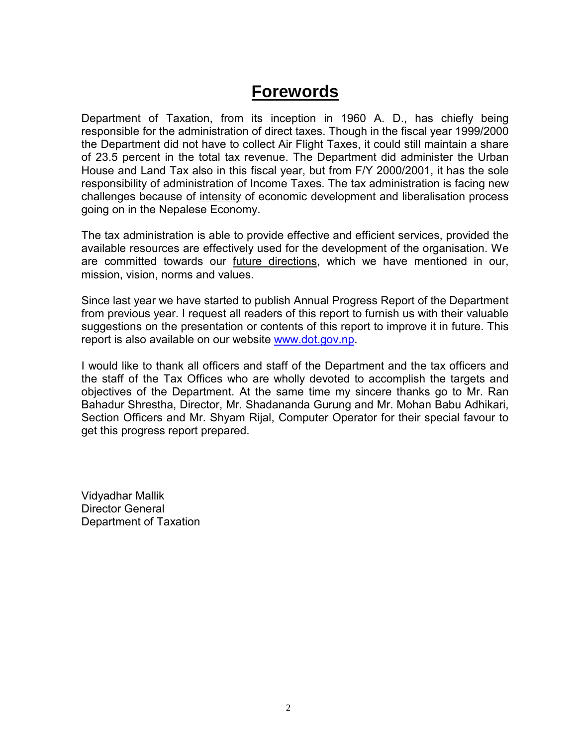# Forewords

Department of Taxation, from its inception in 1960 A. D., has chiefly being responsible for the administration of direct taxes. Though in the fiscal year 1999/2000 the Department did not have to collect Air Flight Taxes, it could still maintain a share of 23.5 percent in the total tax revenue. The Department did administer the Urban House and Land Tax also in this fiscal year, but from F/Y 2000/2001, it has the sole responsibility of administration of Income Taxes. The tax administration is facing new challenges because of <u>intensity</u> of economic development and liberalisation process going on in the Nepalese Economy.

The tax administration is able to provide effective and efficient services, provided the available resources are effectively used for the development of the organisation. We are committed towards our <u>future directions</u>, which we have mentioned in our, mission, vision, norms and values.

Since last year we have started to publish Annual Progress Report of the Department from previous year. I request all readers of this report to furnish us with their valuable suggestions on the presentation or contents of this report to improve it in future. This report is also available on our website [www.dot.gov.np](http://www.dot.gov.np).

I would like to thank all officers and staff of the Department and the tax officers and the staff of the Tax Offices who are wholly devoted to accomplish the targets and objectives of the Department. At the same time my sincere thanks go to Mr. Ran Bahadur Shrestha, Director, Mr. Shadananda Gurung and Mr. Mohan Babu Adhikari, Section Officers and Mr. Shyam Rijal, Computer Operator for their special favour to get this progress report prepared.

Vidyadhar Mallik
Director General
Department of Taxation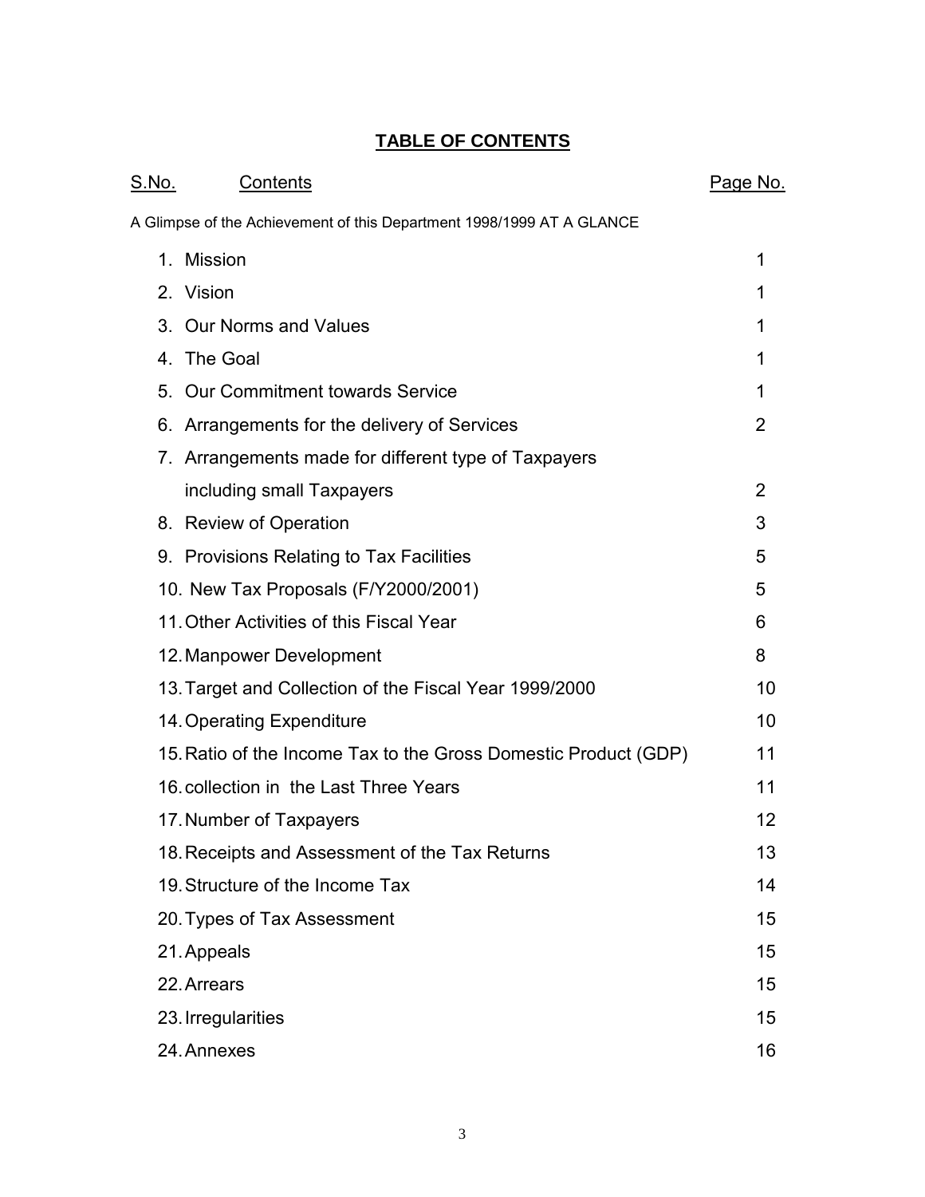# TABLE OF CONTENTS

| S.No. | Contents | Page No. |
|---|---|---|
| | A Glimpse of the Achievement of this Department 1998/1999 AT A GLANCE | |
| 1. | Mission | 1 |
| 2. | Vision | 1 |
| 3. | Our Norms and Values | 1 |
| 4. | The Goal | 1 |
| 5. | Our Commitment towards Service | 1 |
| 6. | Arrangements for the delivery of Services | 2 |
| 7. | Arrangements made for different type of Taxpayers including small Taxpayers | 2 |
| 8. | Review of Operation | 3 |
| 9. | Provisions Relating to Tax Facilities | 5 |
| 10. | New Tax Proposals (F/Y2000/2001) | 5 |
| 11. | Other Activities of this Fiscal Year | 6 |
| 12. | Manpower Development | 8 |
| 13. | Target and Collection of the Fiscal Year 1999/2000 | 10 |
| 14. | Operating Expenditure | 10 |
| 15. | Ratio of the Income Tax to the Gross Domestic Product (GDP) | 11 |
| 16. | collection in the Last Three Years | 11 |
| 17. | Number of Taxpayers | 12 |
| 18. | Receipts and Assessment of the Tax Returns | 13 |
| 19. | Structure of the Income Tax | 14 |
| 20. | Types of Tax Assessment | 15 |
| 21. | Appeals | 15 |
| 22. | Arrears | 15 |
| 23. | Irregularities | 15 |
| 24. | Annexes | 16 |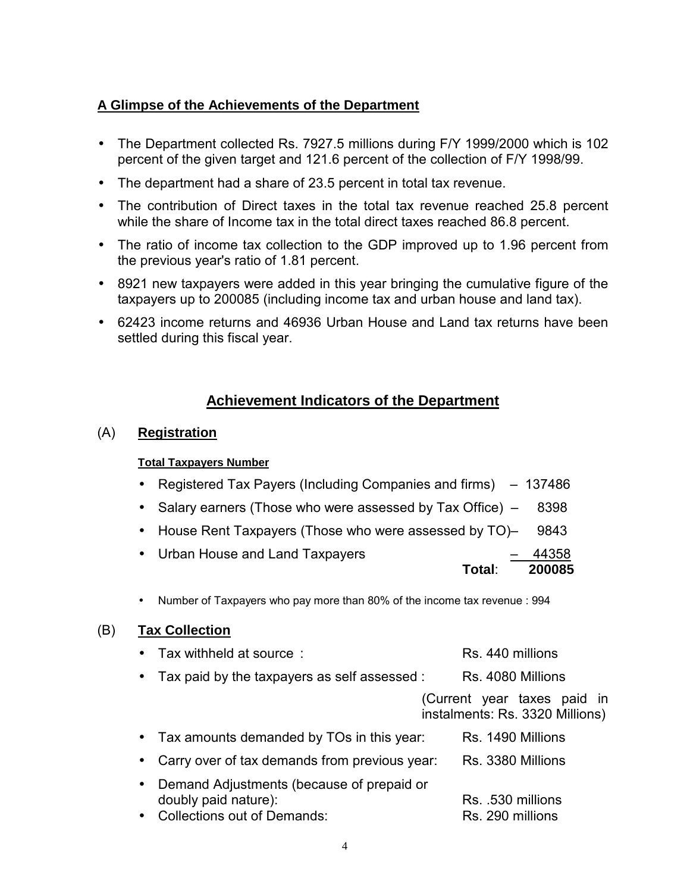## A Glimpse of the Achievements of the Department

- The Department collected Rs. 7927.5 millions during F/Y 1999/2000 which is 102 percent of the given target and 121.6 percent of the collection of F/Y 1998/99.
- The department had a share of 23.5 percent in total tax revenue.
- The contribution of Direct taxes in the total tax revenue reached 25.8 percent while the share of Income tax in the total direct taxes reached 86.8 percent.
- The ratio of income tax collection to the GDP improved up to 1.96 percent from the previous year's ratio of 1.81 percent.
- 8921 new taxpayers were added in this year bringing the cumulative figure of the taxpayers up to 200085 (including income tax and urban house and land tax).
- 62423 income returns and 46936 Urban House and Land tax returns have been settled during this fiscal year.

## Achievement Indicators of the Department

### (A) Registration

**Total Taxpayers Number**

- Registered Tax Payers (Including Companies and firms) – 137486
- Salary earners (Those who were assessed by Tax Office) – 8398
- House Rent Taxpayers (Those who were assessed by TO)– 9843
- Urban House and Land Taxpayers – 44358

**Total: 200085**

- Number of Taxpayers who pay more than 80% of the income tax revenue : 994

### (B) Tax Collection

- Tax withheld at source : Rs. 440 millions
- Tax paid by the taxpayers as self assessed : Rs. 4080 Millions (Current year taxes paid in instalments: Rs. 3320 Millions)
- Tax amounts demanded by TOs in this year: Rs. 1490 Millions
- Carry over of tax demands from previous year: Rs. 3380 Millions
- Demand Adjustments (because of prepaid or doubly paid nature): Rs. .530 millions
- Collections out of Demands: Rs. 290 millions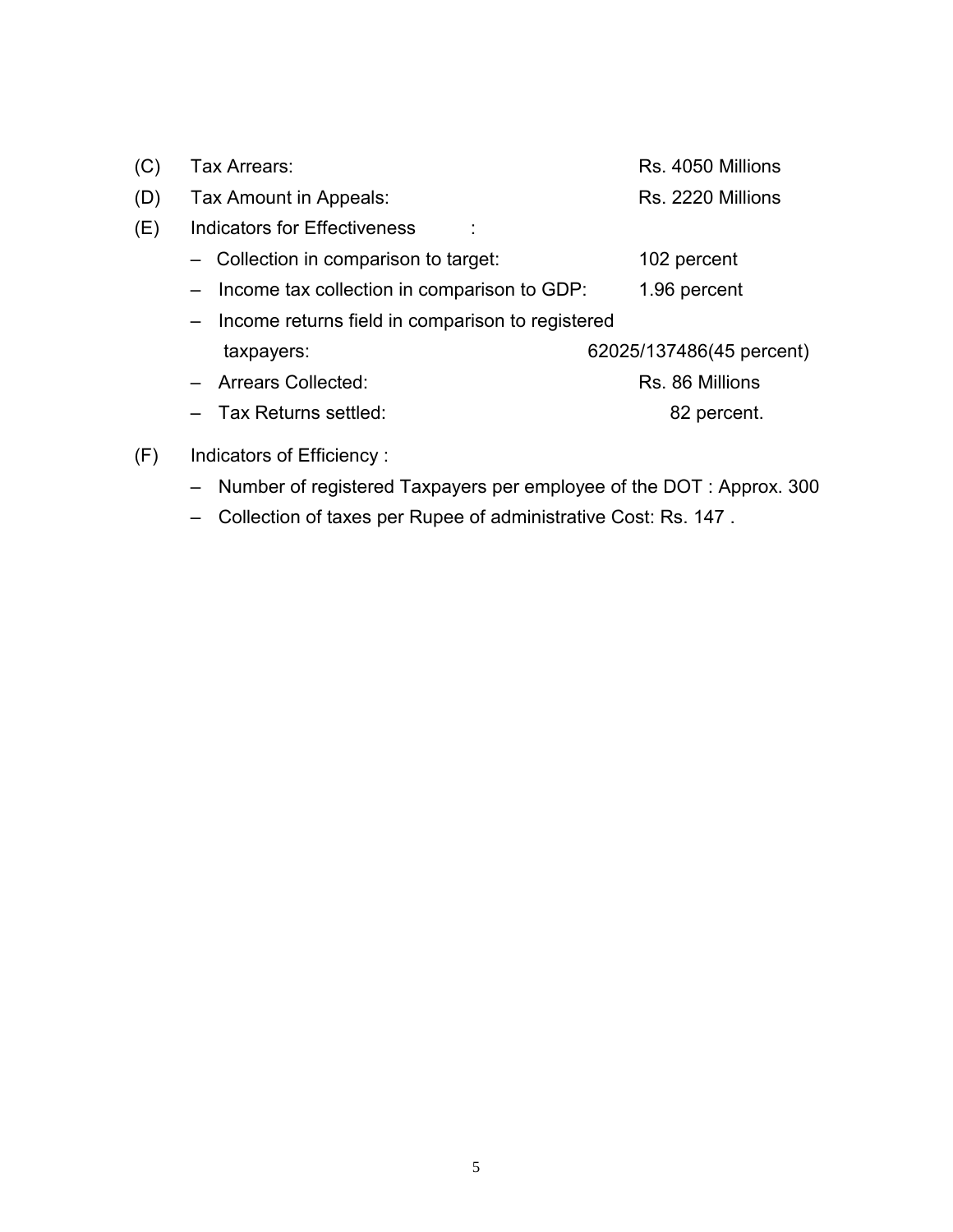(C) Tax Arrears: Rs. 4050 Millions

(D) Tax Amount in Appeals: Rs. 2220 Millions

(E) Indicators for Effectiveness :

- Collection in comparison to target: 102 percent
- Income tax collection in comparison to GDP: 1.96 percent
- Income returns field in comparison to registered taxpayers: 62025/137486(45 percent)
- Arrears Collected: Rs. 86 Millions
- Tax Returns settled: 82 percent.

(F) Indicators of Efficiency :

- Number of registered Taxpayers per employee of the DOT : Approx. 300
- Collection of taxes per Rupee of administrative Cost: Rs. 147 .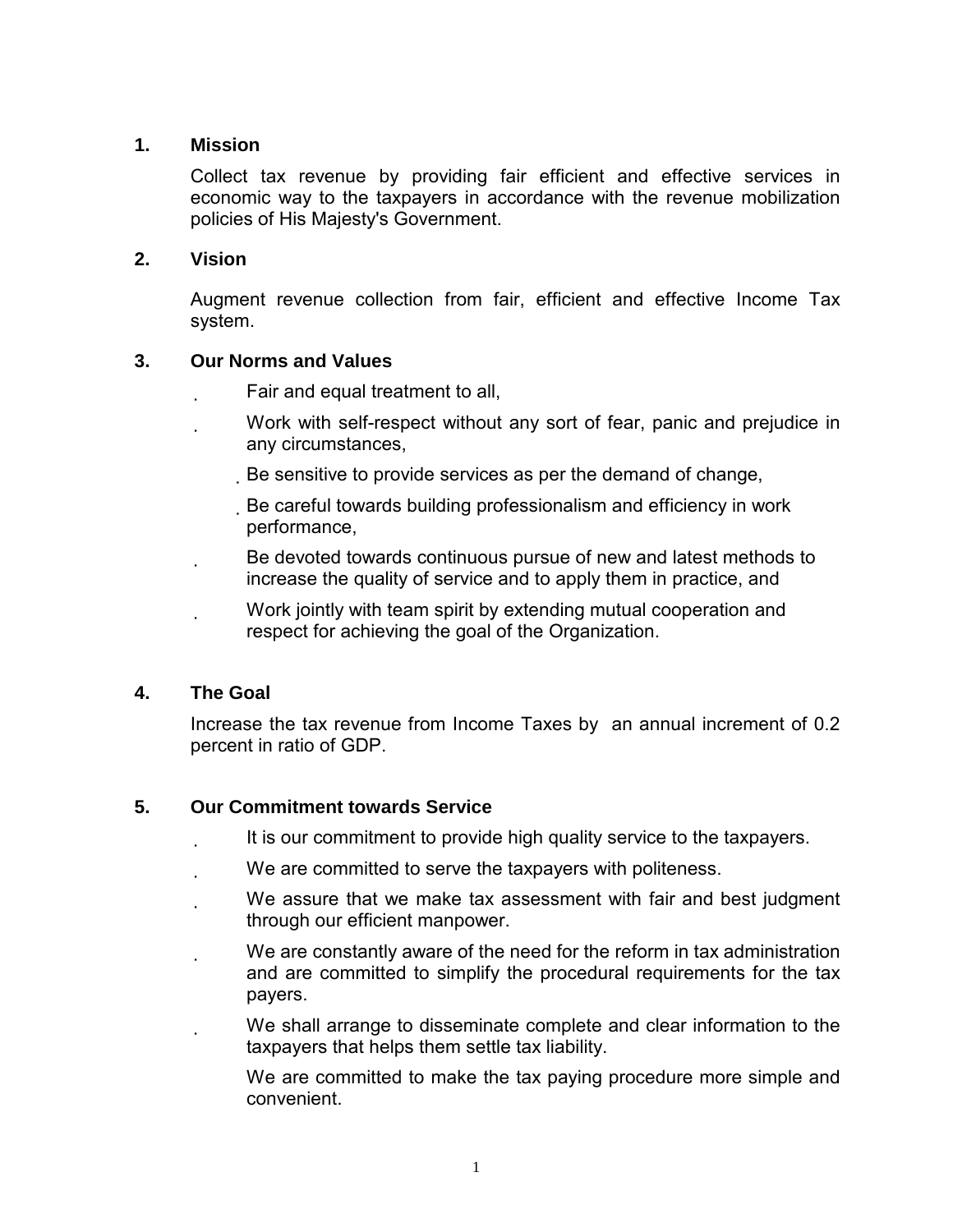## 1. Mission

Collect tax revenue by providing fair efficient and effective services in economic way to the taxpayers in accordance with the revenue mobilization policies of His Majesty's Government.

## 2. Vision

Augment revenue collection from fair, efficient and effective Income Tax system.

## 3. Our Norms and Values

- Fair and equal treatment to all,
- Work with self-respect without any sort of fear, panic and prejudice in any circumstances,
- Be sensitive to provide services as per the demand of change,
- Be careful towards building professionalism and efficiency in work performance,
- Be devoted towards continuous pursue of new and latest methods to increase the quality of service and to apply them in practice, and
- Work jointly with team spirit by extending mutual cooperation and respect for achieving the goal of the Organization.

## 4. The Goal

Increase the tax revenue from Income Taxes by an annual increment of 0.2 percent in ratio of GDP.

## 5. Our Commitment towards Service

- It is our commitment to provide high quality service to the taxpayers.
- We are committed to serve the taxpayers with politeness.
- We assure that we make tax assessment with fair and best judgment through our efficient manpower.
- We are constantly aware of the need for the reform in tax administration and are committed to simplify the procedural requirements for the tax payers.
- We shall arrange to disseminate complete and clear information to the taxpayers that helps them settle tax liability.

  We are committed to make the tax paying procedure more simple and convenient.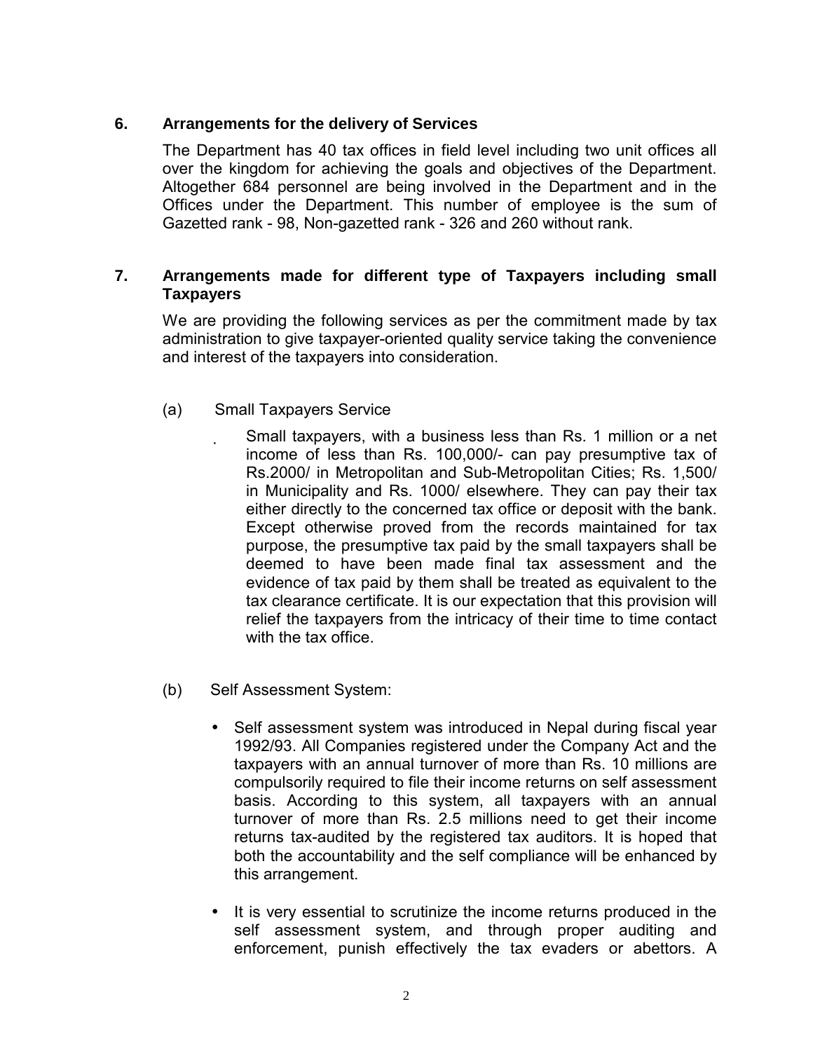## 6. Arrangements for the delivery of Services

The Department has 40 tax offices in field level including two unit offices all over the kingdom for achieving the goals and objectives of the Department. Altogether 684 personnel are being involved in the Department and in the Offices under the Department. This number of employee is the sum of Gazetted rank - 98, Non-gazetted rank - 326 and 260 without rank.

## 7. Arrangements made for different type of Taxpayers including small Taxpayers

We are providing the following services as per the commitment made by tax administration to give taxpayer-oriented quality service taking the convenience and interest of the taxpayers into consideration.

(a) Small Taxpayers Service

- Small taxpayers, with a business less than Rs. 1 million or a net income of less than Rs. 100,000/- can pay presumptive tax of Rs.2000/ in Metropolitan and Sub-Metropolitan Cities; Rs. 1,500/ in Municipality and Rs. 1000/ elsewhere. They can pay their tax either directly to the concerned tax office or deposit with the bank. Except otherwise proved from the records maintained for tax purpose, the presumptive tax paid by the small taxpayers shall be deemed to have been made final tax assessment and the evidence of tax paid by them shall be treated as equivalent to the tax clearance certificate. It is our expectation that this provision will relief the taxpayers from the intricacy of their time to time contact with the tax office.

(b) Self Assessment System:

- Self assessment system was introduced in Nepal during fiscal year 1992/93. All Companies registered under the Company Act and the taxpayers with an annual turnover of more than Rs. 10 millions are compulsorily required to file their income returns on self assessment basis. According to this system, all taxpayers with an annual turnover of more than Rs. 2.5 millions need to get their income returns tax-audited by the registered tax auditors. It is hoped that both the accountability and the self compliance will be enhanced by this arrangement.

- It is very essential to scrutinize the income returns produced in the self assessment system, and through proper auditing and enforcement, punish effectively the tax evaders or abettors. A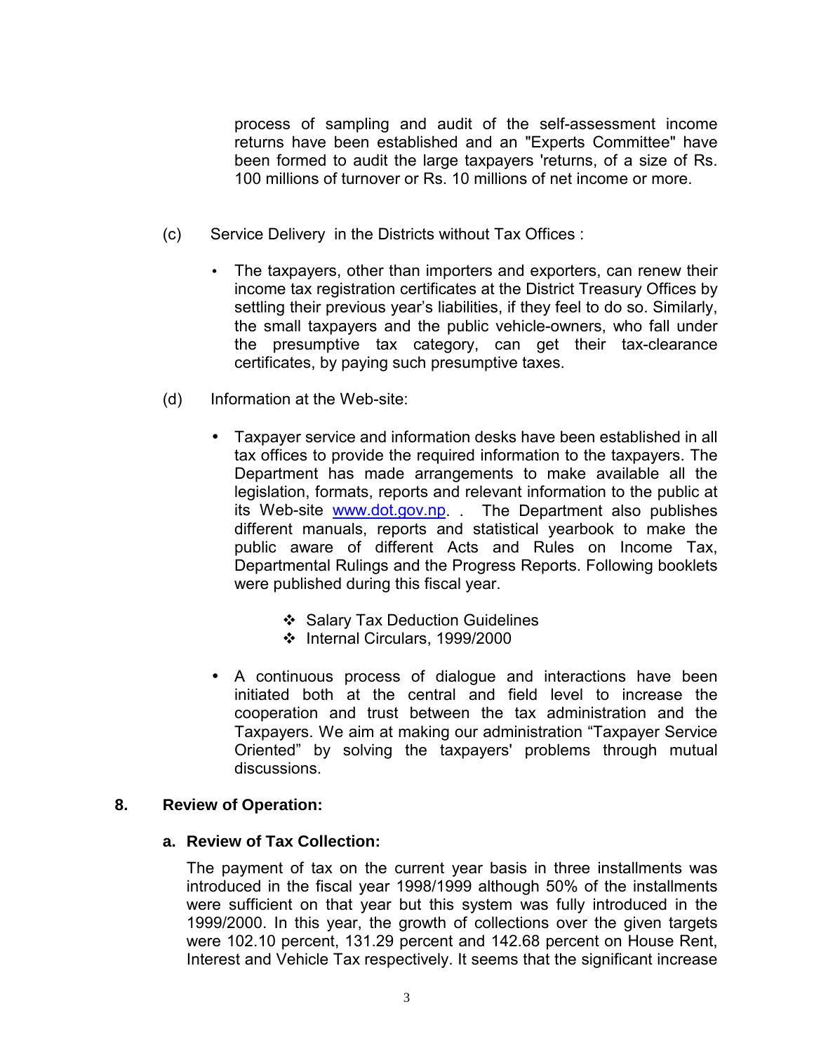process of sampling and audit of the self-assessment income returns have been established and an "Experts Committee" have been formed to audit the large taxpayers 'returns, of a size of Rs. 100 millions of turnover or Rs. 10 millions of net income or more.

(c) Service Delivery in the Districts without Tax Offices :

- The taxpayers, other than importers and exporters, can renew their income tax registration certificates at the District Treasury Offices by settling their previous year's liabilities, if they feel to do so. Similarly, the small taxpayers and the public vehicle-owners, who fall under the presumptive tax category, can get their tax-clearance certificates, by paying such presumptive taxes.

(d) Information at the Web-site:

- Taxpayer service and information desks have been established in all tax offices to provide the required information to the taxpayers. The Department has made arrangements to make available all the legislation, formats, reports and relevant information to the public at its Web-site www.dot.gov.np. . The Department also publishes different manuals, reports and statistical yearbook to make the public aware of different Acts and Rules on Income Tax, Departmental Rulings and the Progress Reports. Following booklets were published during this fiscal year.
  - Salary Tax Deduction Guidelines
  - Internal Circulars, 1999/2000
- A continuous process of dialogue and interactions have been initiated both at the central and field level to increase the cooperation and trust between the tax administration and the Taxpayers. We aim at making our administration "Taxpayer Service Oriented" by solving the taxpayers' problems through mutual discussions.

## 8. Review of Operation:

### a. Review of Tax Collection:

The payment of tax on the current year basis in three installments was introduced in the fiscal year 1998/1999 although 50% of the installments were sufficient on that year but this system was fully introduced in the 1999/2000. In this year, the growth of collections over the given targets were 102.10 percent, 131.29 percent and 142.68 percent on House Rent, Interest and Vehicle Tax respectively. It seems that the significant increase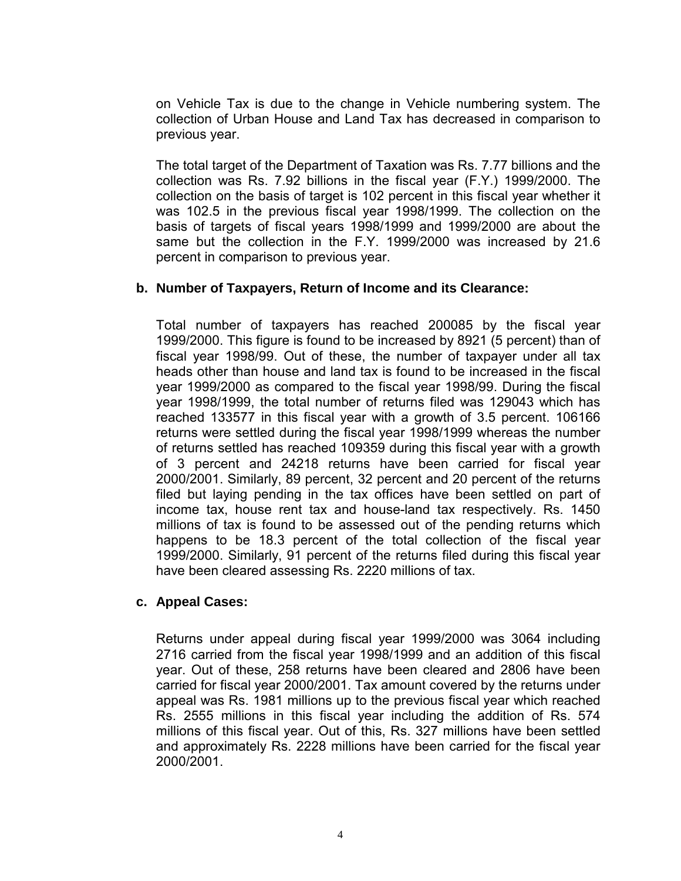on Vehicle Tax is due to the change in Vehicle numbering system. The collection of Urban House and Land Tax has decreased in comparison to previous year.

The total target of the Department of Taxation was Rs. 7.77 billions and the collection was Rs. 7.92 billions in the fiscal year (F.Y.) 1999/2000. The collection on the basis of target is 102 percent in this fiscal year whether it was 102.5 in the previous fiscal year 1998/1999. The collection on the basis of targets of fiscal years 1998/1999 and 1999/2000 are about the same but the collection in the F.Y. 1999/2000 was increased by 21.6 percent in comparison to previous year.

**b. Number of Taxpayers, Return of Income and its Clearance:**

Total number of taxpayers has reached 200085 by the fiscal year 1999/2000. This figure is found to be increased by 8921 (5 percent) than of fiscal year 1998/99. Out of these, the number of taxpayer under all tax heads other than house and land tax is found to be increased in the fiscal year 1999/2000 as compared to the fiscal year 1998/99. During the fiscal year 1998/1999, the total number of returns filed was 129043 which has reached 133577 in this fiscal year with a growth of 3.5 percent. 106166 returns were settled during the fiscal year 1998/1999 whereas the number of returns settled has reached 109359 during this fiscal year with a growth of 3 percent and 24218 returns have been carried for fiscal year 2000/2001. Similarly, 89 percent, 32 percent and 20 percent of the returns filed but laying pending in the tax offices have been settled on part of income tax, house rent tax and house-land tax respectively. Rs. 1450 millions of tax is found to be assessed out of the pending returns which happens to be 18.3 percent of the total collection of the fiscal year 1999/2000. Similarly, 91 percent of the returns filed during this fiscal year have been cleared assessing Rs. 2220 millions of tax.

**c. Appeal Cases:**

Returns under appeal during fiscal year 1999/2000 was 3064 including 2716 carried from the fiscal year 1998/1999 and an addition of this fiscal year. Out of these, 258 returns have been cleared and 2806 have been carried for fiscal year 2000/2001. Tax amount covered by the returns under appeal was Rs. 1981 millions up to the previous fiscal year which reached Rs. 2555 millions in this fiscal year including the addition of Rs. 574 millions of this fiscal year. Out of this, Rs. 327 millions have been settled and approximately Rs. 2228 millions have been carried for the fiscal year 2000/2001.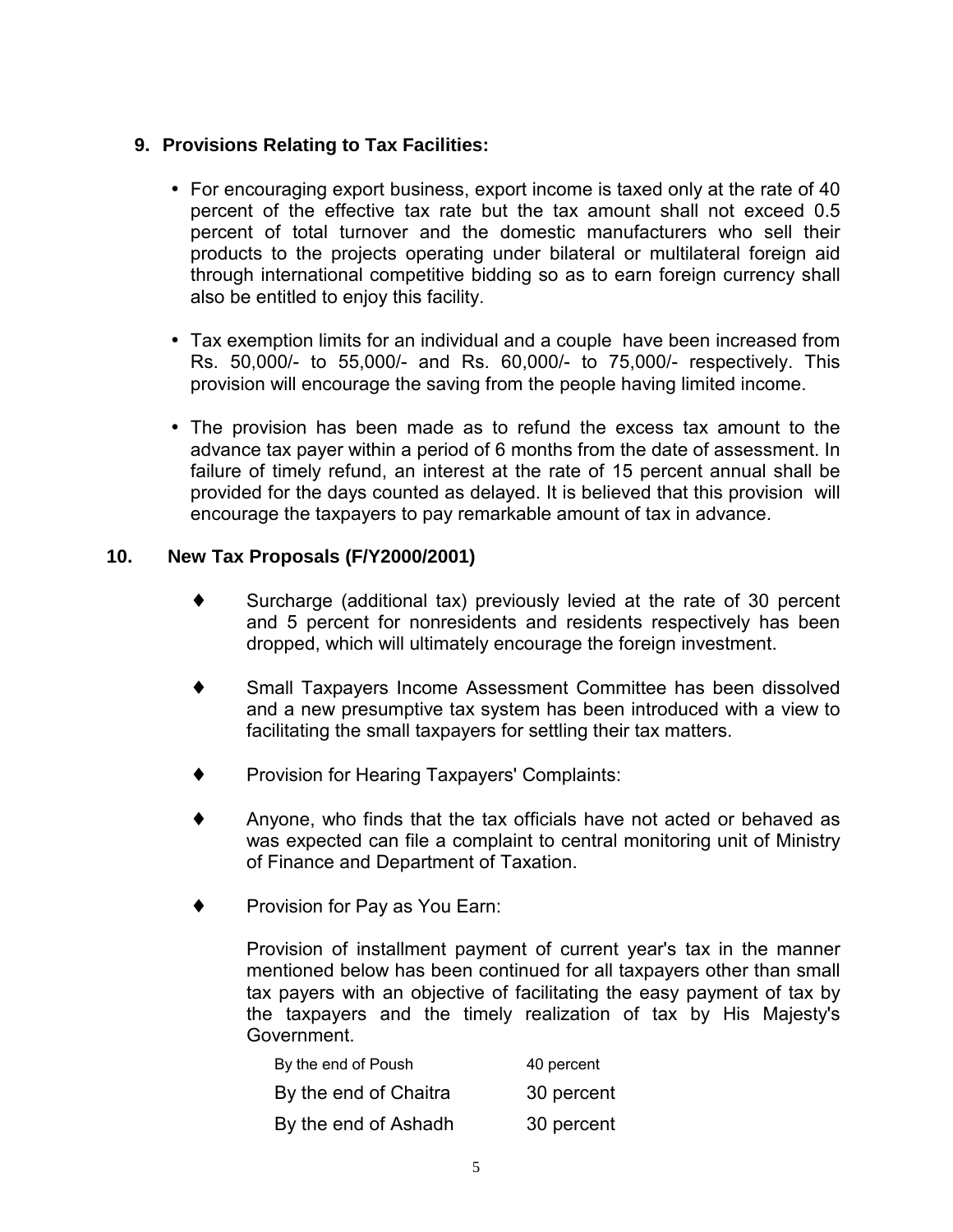## 9. Provisions Relating to Tax Facilities:

- For encouraging export business, export income is taxed only at the rate of 40 percent of the effective tax rate but the tax amount shall not exceed 0.5 percent of total turnover and the domestic manufacturers who sell their products to the projects operating under bilateral or multilateral foreign aid through international competitive bidding so as to earn foreign currency shall also be entitled to enjoy this facility.
- Tax exemption limits for an individual and a couple have been increased from Rs. 50,000/- to 55,000/- and Rs. 60,000/- to 75,000/- respectively. This provision will encourage the saving from the people having limited income.
- The provision has been made as to refund the excess tax amount to the advance tax payer within a period of 6 months from the date of assessment. In failure of timely refund, an interest at the rate of 15 percent annual shall be provided for the days counted as delayed. It is believed that this provision will encourage the taxpayers to pay remarkable amount of tax in advance.

## 10. New Tax Proposals (F/Y2000/2001)

- Surcharge (additional tax) previously levied at the rate of 30 percent and 5 percent for nonresidents and residents respectively has been dropped, which will ultimately encourage the foreign investment.
- Small Taxpayers Income Assessment Committee has been dissolved and a new presumptive tax system has been introduced with a view to facilitating the small taxpayers for settling their tax matters.
- Provision for Hearing Taxpayers' Complaints:
- Anyone, who finds that the tax officials have not acted or behaved as was expected can file a complaint to central monitoring unit of Ministry of Finance and Department of Taxation.
- Provision for Pay as You Earn:

  Provision of installment payment of current year's tax in the manner mentioned below has been continued for all taxpayers other than small tax payers with an objective of facilitating the easy payment of tax by the taxpayers and the timely realization of tax by His Majesty's Government.

| | |
|---|---|
| By the end of Poush | 40 percent |
| By the end of Chaitra | 30 percent |
| By the end of Ashadh | 30 percent |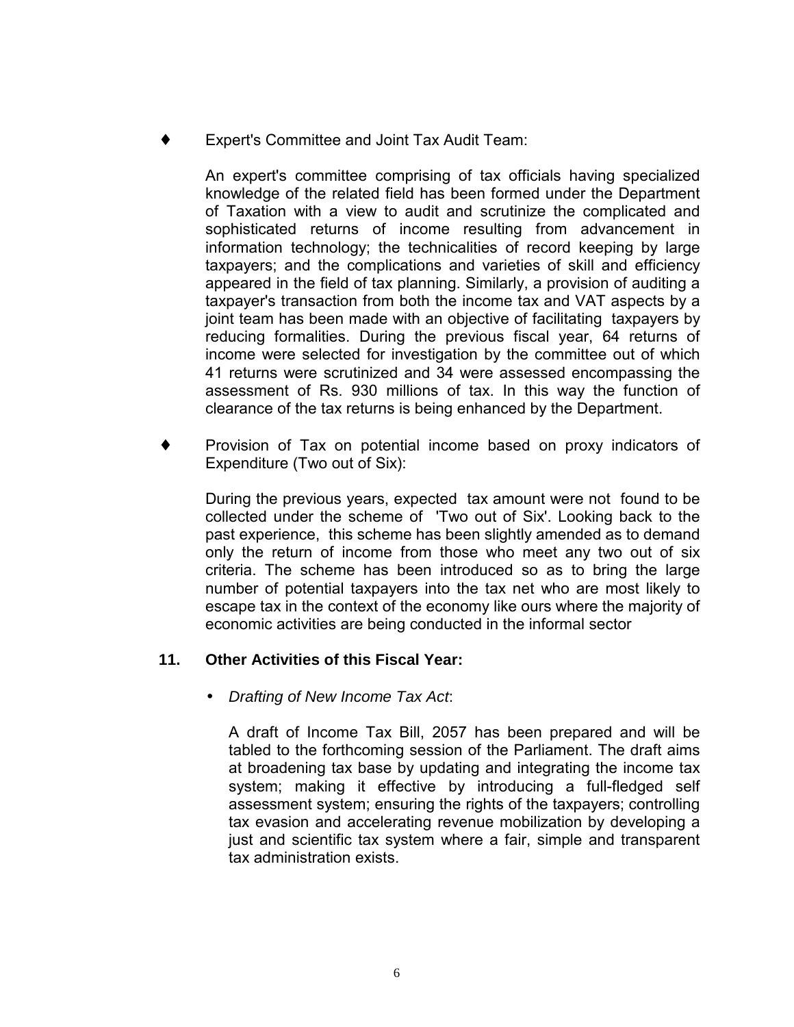- Expert's Committee and Joint Tax Audit Team:

  An expert's committee comprising of tax officials having specialized knowledge of the related field has been formed under the Department of Taxation with a view to audit and scrutinize the complicated and sophisticated returns of income resulting from advancement in information technology; the technicalities of record keeping by large taxpayers; and the complications and varieties of skill and efficiency appeared in the field of tax planning. Similarly, a provision of auditing a taxpayer's transaction from both the income tax and VAT aspects by a joint team has been made with an objective of facilitating taxpayers by reducing formalities. During the previous fiscal year, 64 returns of income were selected for investigation by the committee out of which 41 returns were scrutinized and 34 were assessed encompassing the assessment of Rs. 930 millions of tax. In this way the function of clearance of the tax returns is being enhanced by the Department.

- Provision of Tax on potential income based on proxy indicators of Expenditure (Two out of Six):

  During the previous years, expected tax amount were not found to be collected under the scheme of 'Two out of Six'. Looking back to the past experience, this scheme has been slightly amended as to demand only the return of income from those who meet any two out of six criteria. The scheme has been introduced so as to bring the large number of potential taxpayers into the tax net who are most likely to escape tax in the context of the economy like ours where the majority of economic activities are being conducted in the informal sector

## 11. Other Activities of this Fiscal Year:

- *Drafting of New Income Tax Act*:

  A draft of Income Tax Bill, 2057 has been prepared and will be tabled to the forthcoming session of the Parliament. The draft aims at broadening tax base by updating and integrating the income tax system; making it effective by introducing a full-fledged self assessment system; ensuring the rights of the taxpayers; controlling tax evasion and accelerating revenue mobilization by developing a just and scientific tax system where a fair, simple and transparent tax administration exists.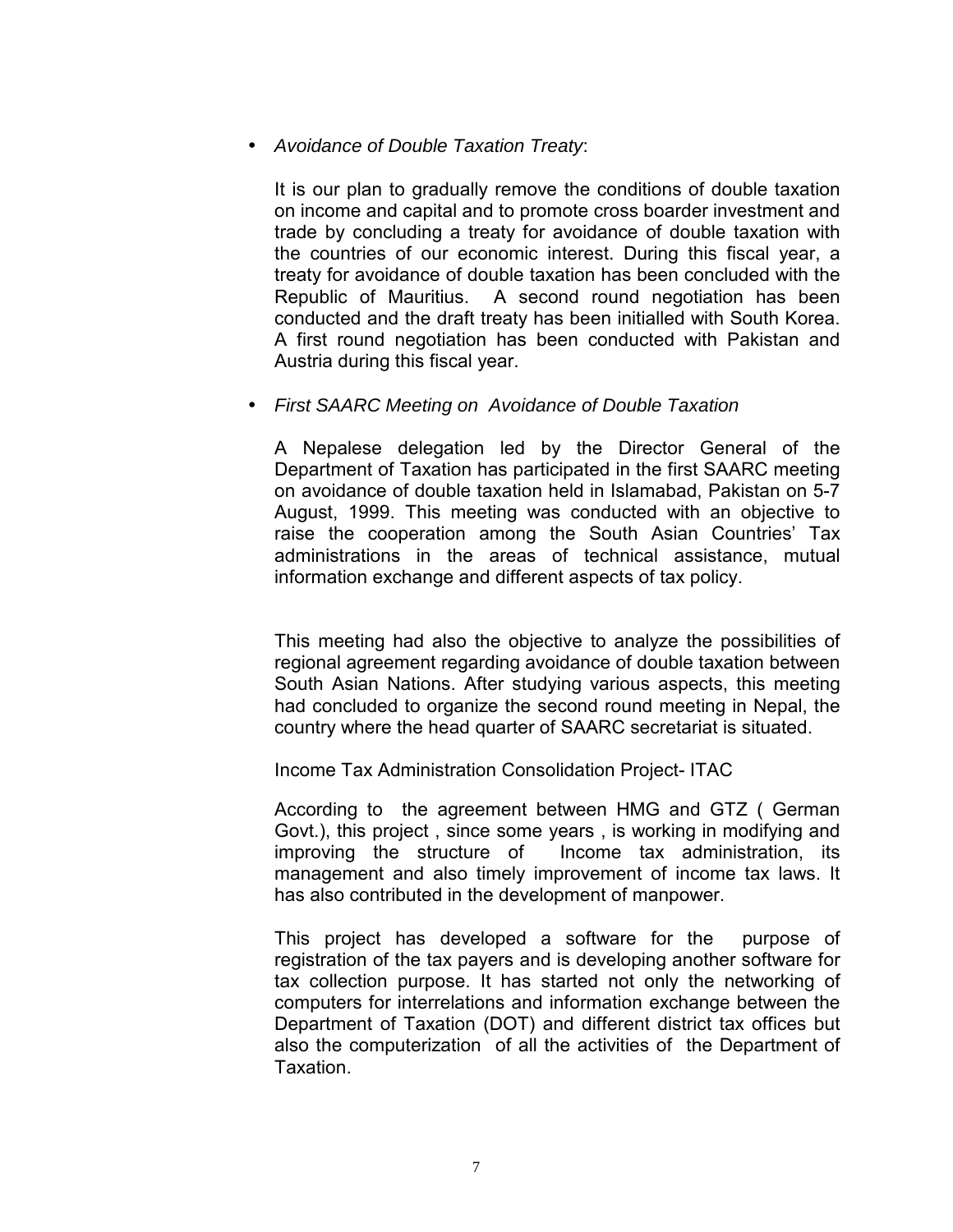- *Avoidance of Double Taxation Treaty*:

  It is our plan to gradually remove the conditions of double taxation on income and capital and to promote cross boarder investment and trade by concluding a treaty for avoidance of double taxation with the countries of our economic interest. During this fiscal year, a treaty for avoidance of double taxation has been concluded with the Republic of Mauritius. A second round negotiation has been conducted and the draft treaty has been initialled with South Korea. A first round negotiation has been conducted with Pakistan and Austria during this fiscal year.

- *First SAARC Meeting on Avoidance of Double Taxation*

  A Nepalese delegation led by the Director General of the Department of Taxation has participated in the first SAARC meeting on avoidance of double taxation held in Islamabad, Pakistan on 5-7 August, 1999. This meeting was conducted with an objective to raise the cooperation among the South Asian Countries' Tax administrations in the areas of technical assistance, mutual information exchange and different aspects of tax policy.

  This meeting had also the objective to analyze the possibilities of regional agreement regarding avoidance of double taxation between South Asian Nations. After studying various aspects, this meeting had concluded to organize the second round meeting in Nepal, the country where the head quarter of SAARC secretariat is situated.

  Income Tax Administration Consolidation Project- ITAC

  According to the agreement between HMG and GTZ ( German Govt.), this project , since some years , is working in modifying and improving the structure of Income tax administration, its management and also timely improvement of income tax laws. It has also contributed in the development of manpower.

  This project has developed a software for the purpose of registration of the tax payers and is developing another software for tax collection purpose. It has started not only the networking of computers for interrelations and information exchange between the Department of Taxation (DOT) and different district tax offices but also the computerization of all the activities of the Department of Taxation.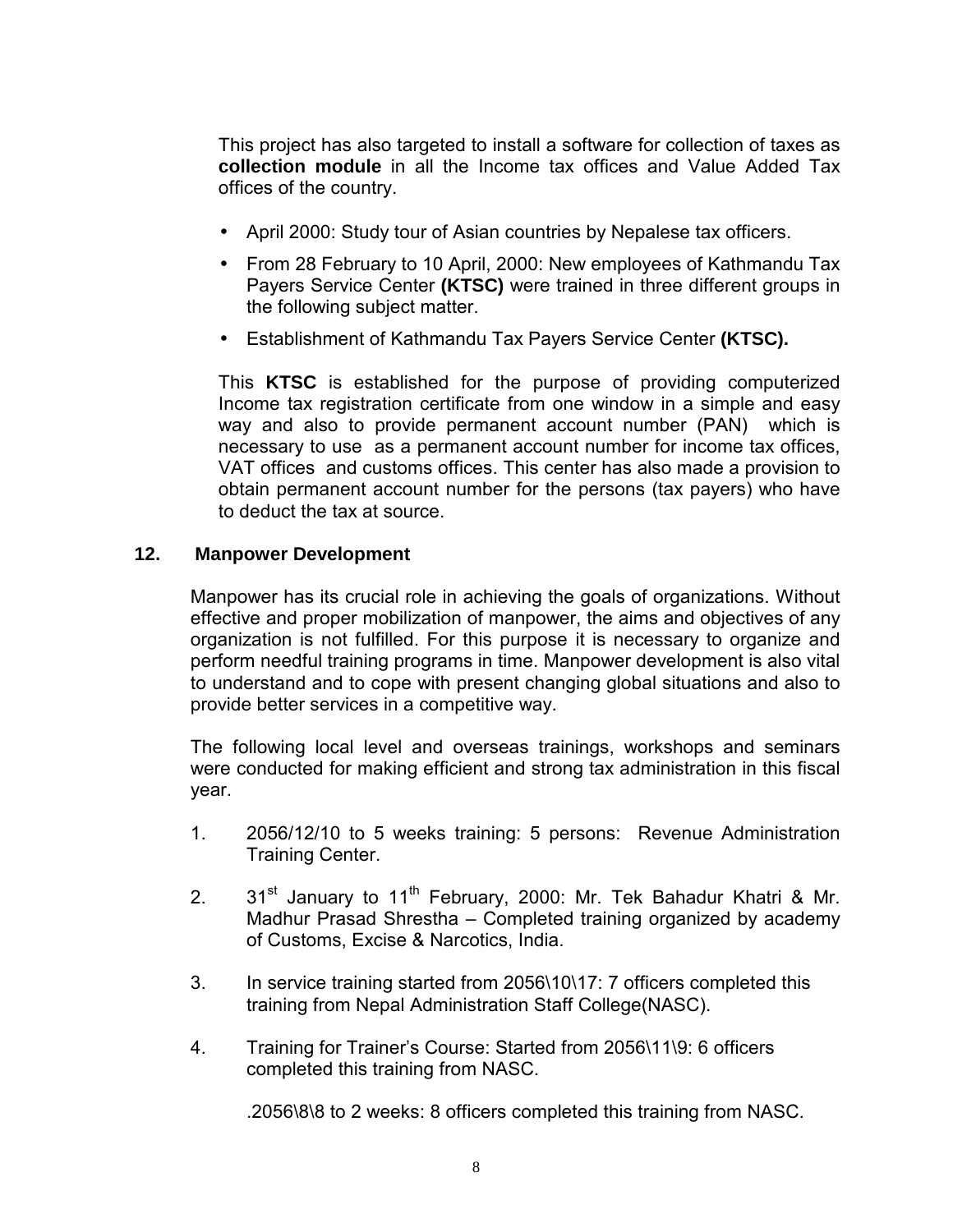This project has also targeted to install a software for collection of taxes as **collection module** in all the Income tax offices and Value Added Tax offices of the country.

- April 2000: Study tour of Asian countries by Nepalese tax officers.
- From 28 February to 10 April, 2000: New employees of Kathmandu Tax Payers Service Center **(KTSC)** were trained in three different groups in the following subject matter.
- Establishment of Kathmandu Tax Payers Service Center **(KTSC).**

This **KTSC** is established for the purpose of providing computerized Income tax registration certificate from one window in a simple and easy way and also to provide permanent account number (PAN) which is necessary to use as a permanent account number for income tax offices, VAT offices and customs offices. This center has also made a provision to obtain permanent account number for the persons (tax payers) who have to deduct the tax at source.

## 12. Manpower Development

Manpower has its crucial role in achieving the goals of organizations. Without effective and proper mobilization of manpower, the aims and objectives of any organization is not fulfilled. For this purpose it is necessary to organize and perform needful training programs in time. Manpower development is also vital to understand and to cope with present changing global situations and also to provide better services in a competitive way.

The following local level and overseas trainings, workshops and seminars were conducted for making efficient and strong tax administration in this fiscal year.

1. 2056/12/10 to 5 weeks training: 5 persons: Revenue Administration Training Center.
2. 31st January to 11th February, 2000: Mr. Tek Bahadur Khatri & Mr. Madhur Prasad Shrestha – Completed training organized by academy of Customs, Excise & Narcotics, India.
3. In service training started from 2056\10\17: 7 officers completed this training from Nepal Administration Staff College(NASC).
4. Training for Trainer's Course: Started from 2056\11\9: 6 officers completed this training from NASC.

   .2056\8\8 to 2 weeks: 8 officers completed this training from NASC.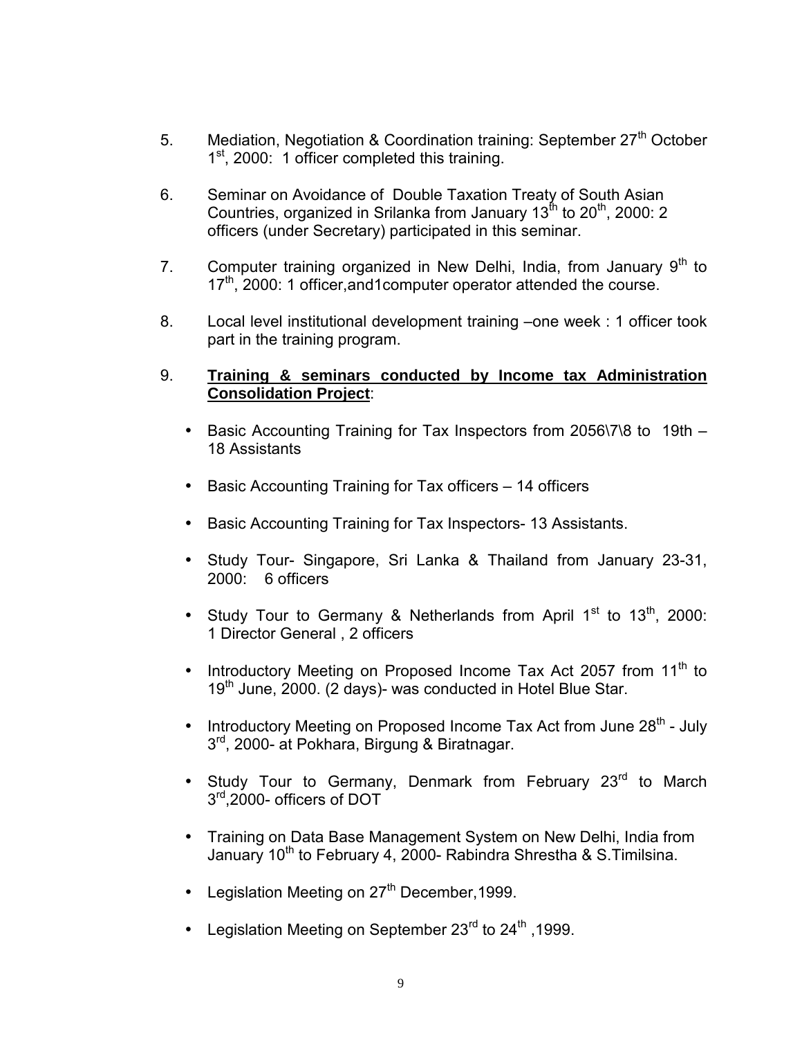5. Mediation, Negotiation & Coordination training: September 27th October 1st, 2000: 1 officer completed this training.

6. Seminar on Avoidance of Double Taxation Treaty of South Asian Countries, organized in Srilanka from January 13th to 20th, 2000: 2 officers (under Secretary) participated in this seminar.

7. Computer training organized in New Delhi, India, from January 9th to 17th, 2000: 1 officer,and1computer operator attended the course.

8. Local level institutional development training –one week : 1 officer took part in the training program.

9. **Training & seminars conducted by Income tax Administration Consolidation Project**:

   - Basic Accounting Training for Tax Inspectors from 2056\7\8 to 19th – 18 Assistants
   - Basic Accounting Training for Tax officers – 14 officers
   - Basic Accounting Training for Tax Inspectors- 13 Assistants.
   - Study Tour- Singapore, Sri Lanka & Thailand from January 23-31, 2000: 6 officers
   - Study Tour to Germany & Netherlands from April 1st to 13th, 2000: 1 Director General , 2 officers
   - Introductory Meeting on Proposed Income Tax Act 2057 from 11th to 19th June, 2000. (2 days)- was conducted in Hotel Blue Star.
   - Introductory Meeting on Proposed Income Tax Act from June 28th - July 3rd, 2000- at Pokhara, Birgung & Biratnagar.
   - Study Tour to Germany, Denmark from February 23rd to March 3rd,2000- officers of DOT
   - Training on Data Base Management System on New Delhi, India from January 10th to February 4, 2000- Rabindra Shrestha & S.Timilsina.
   - Legislation Meeting on 27th December,1999.
   - Legislation Meeting on September 23rd to 24th ,1999.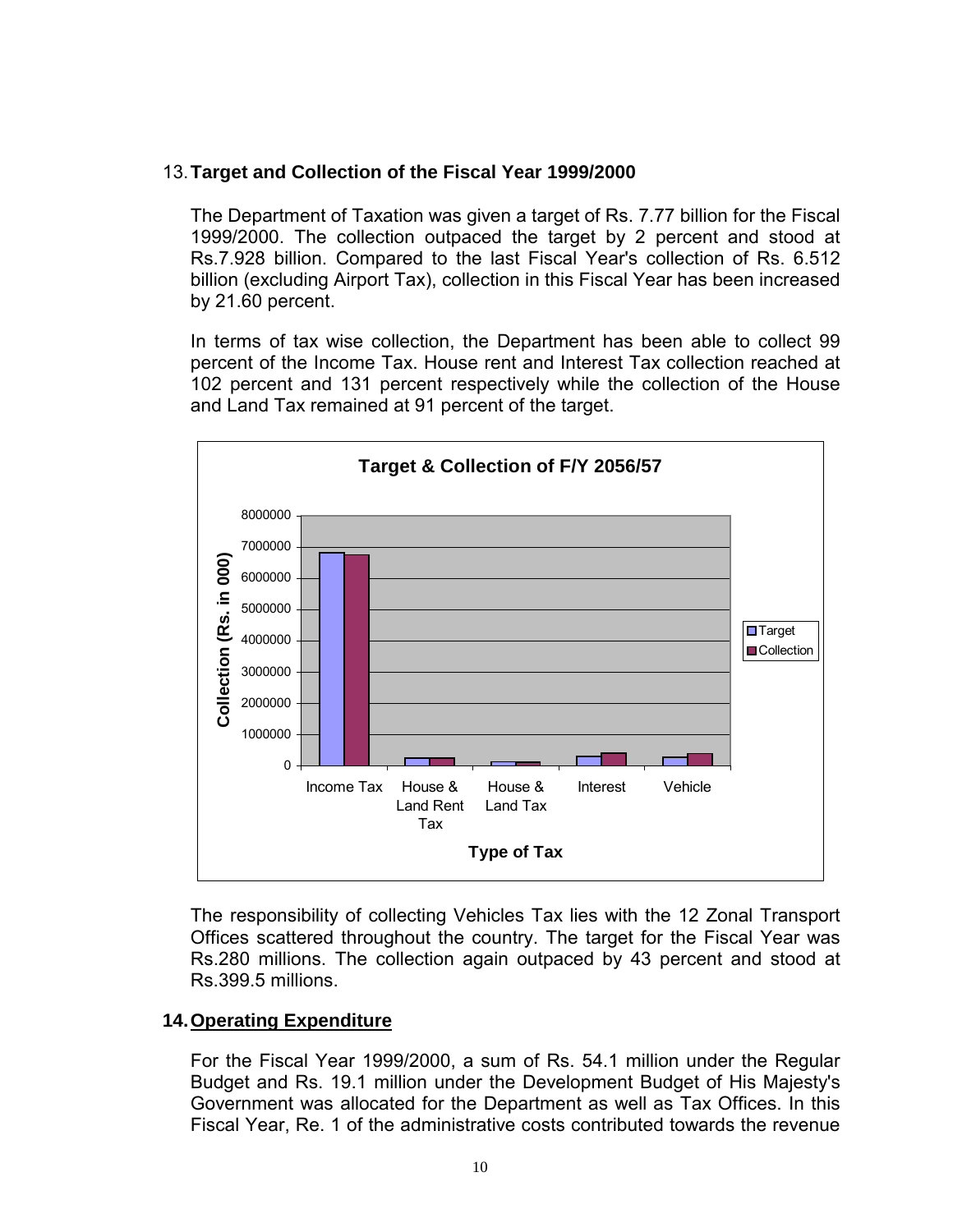## 13. Target and Collection of the Fiscal Year 1999/2000

The Department of Taxation was given a target of Rs. 7.77 billion for the Fiscal 1999/2000. The collection outpaced the target by 2 percent and stood at Rs.7.928 billion. Compared to the last Fiscal Year's collection of Rs. 6.512 billion (excluding Airport Tax), collection in this Fiscal Year has been increased by 21.60 percent.

In terms of tax wise collection, the Department has been able to collect 99 percent of the Income Tax. House rent and Interest Tax collection reached at 102 percent and 131 percent respectively while the collection of the House and Land Tax remained at 91 percent of the target.

**Target & Collection of F/Y 2056/57**

Collection (Rs. in 000)

8000000
7000000
6000000
5000000
4000000
3000000
2000000
1000000
0

Income Tax | House & Land Rent Tax | House & Land Tax | Interest | Vehicle

Type of Tax

Target
Collection

The responsibility of collecting Vehicles Tax lies with the 12 Zonal Transport Offices scattered throughout the country. The target for the Fiscal Year was Rs.280 millions. The collection again outpaced by 43 percent and stood at Rs.399.5 millions.

## 14. Operating Expenditure

For the Fiscal Year 1999/2000, a sum of Rs. 54.1 million under the Regular Budget and Rs. 19.1 million under the Development Budget of His Majesty's Government was allocated for the Department as well as Tax Offices. In this Fiscal Year, Re. 1 of the administrative costs contributed towards the revenue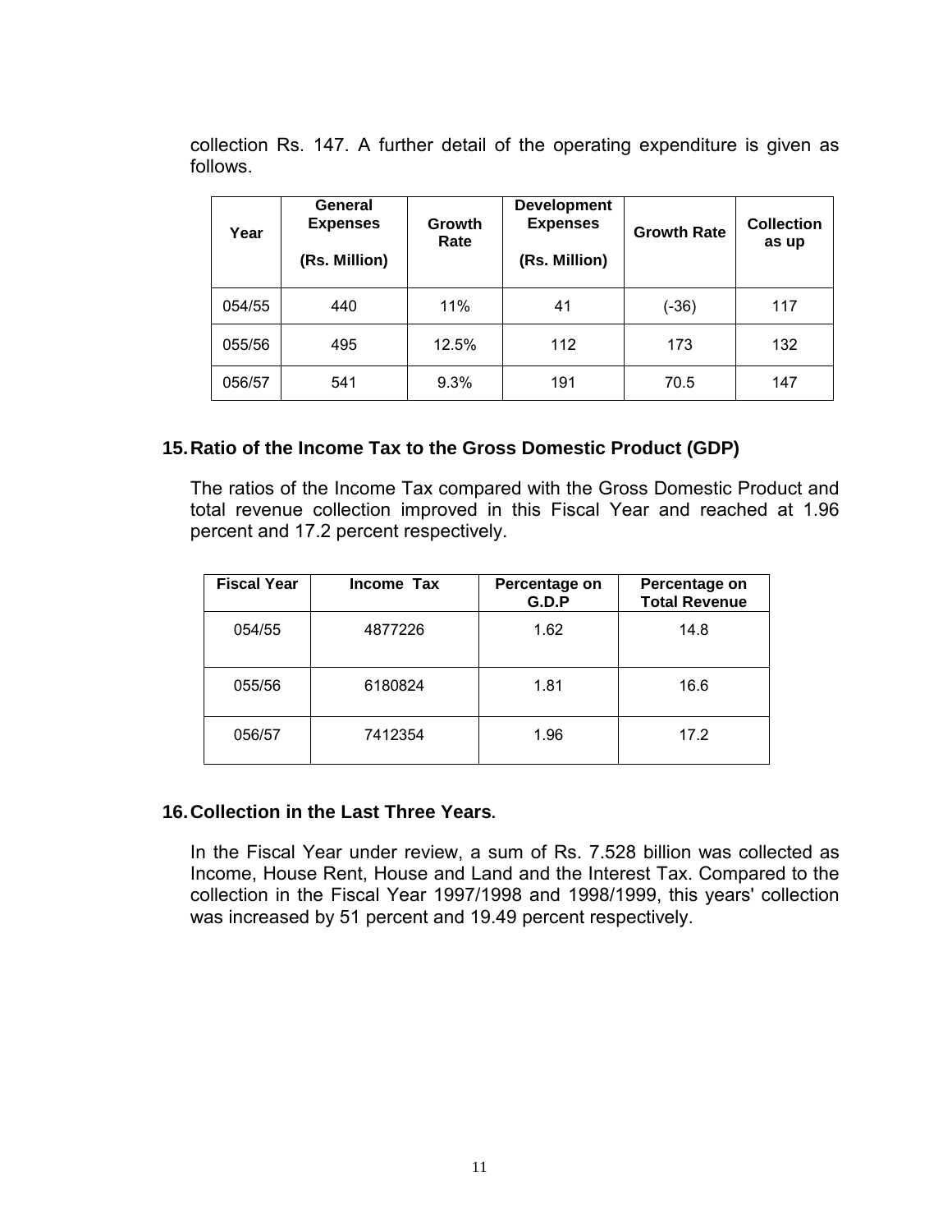collection Rs. 147. A further detail of the operating expenditure is given as follows.

| Year | General Expenses (Rs. Million) | Growth Rate | Development Expenses (Rs. Million) | Growth Rate | Collection as up |
|---|---|---|---|---|---|
| 054/55 | 440 | 11% | 41 | (-36) | 117 |
| 055/56 | 495 | 12.5% | 112 | 173 | 132 |
| 056/57 | 541 | 9.3% | 191 | 70.5 | 147 |

## 15. Ratio of the Income Tax to the Gross Domestic Product (GDP)

The ratios of the Income Tax compared with the Gross Domestic Product and total revenue collection improved in this Fiscal Year and reached at 1.96 percent and 17.2 percent respectively.

| Fiscal Year | Income Tax | Percentage on G.D.P | Percentage on Total Revenue |
|---|---|---|---|
| 054/55 | 4877226 | 1.62 | 14.8 |
| 055/56 | 6180824 | 1.81 | 16.6 |
| 056/57 | 7412354 | 1.96 | 17.2 |

## 16. Collection in the Last Three Years.

In the Fiscal Year under review, a sum of Rs. 7.528 billion was collected as Income, House Rent, House and Land and the Interest Tax. Compared to the collection in the Fiscal Year 1997/1998 and 1998/1999, this years' collection was increased by 51 percent and 19.49 percent respectively.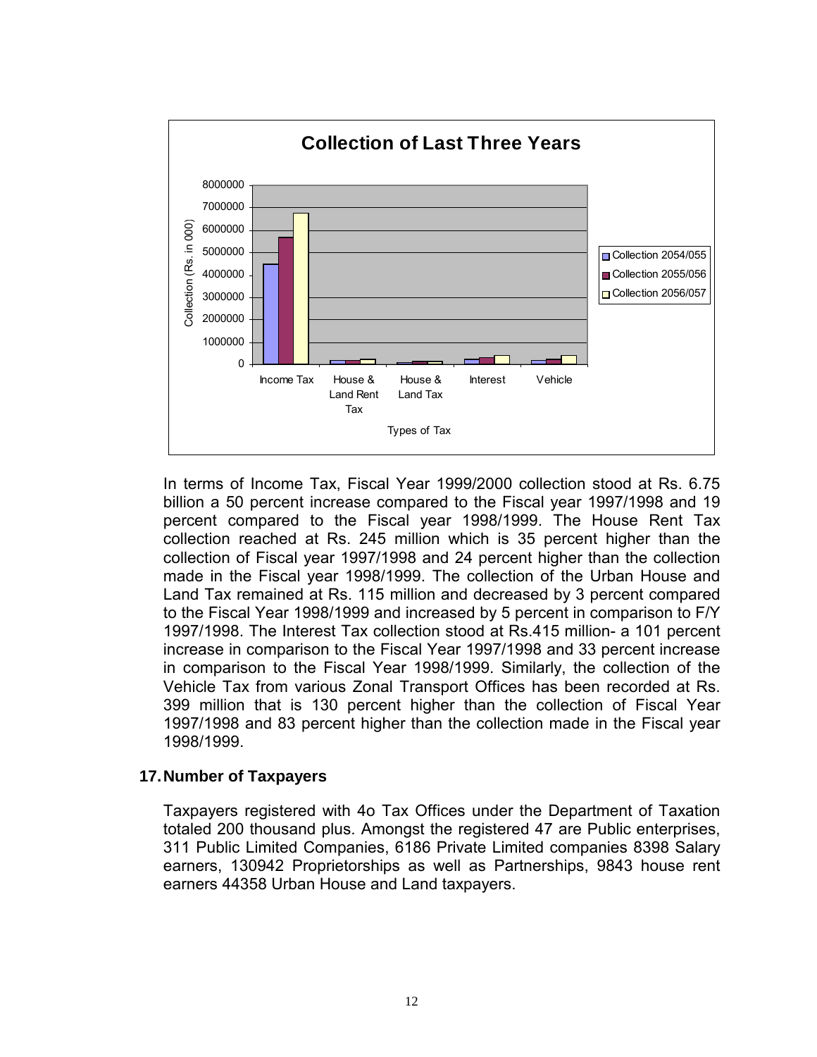In terms of Income Tax, Fiscal Year 1999/2000 collection stood at Rs. 6.75 billion a 50 percent increase compared to the Fiscal year 1997/1998 and 19 percent compared to the Fiscal year 1998/1999. The House Rent Tax collection reached at Rs. 245 million which is 35 percent higher than the collection of Fiscal year 1997/1998 and 24 percent higher than the collection made in the Fiscal year 1998/1999. The collection of the Urban House and Land Tax remained at Rs. 115 million and decreased by 3 percent compared to the Fiscal Year 1998/1999 and increased by 5 percent in comparison to F/Y 1997/1998. The Interest Tax collection stood at Rs.415 million- a 101 percent increase in comparison to the Fiscal Year 1997/1998 and 33 percent increase in comparison to the Fiscal Year 1998/1999. Similarly, the collection of the Vehicle Tax from various Zonal Transport Offices has been recorded at Rs. 399 million that is 130 percent higher than the collection of Fiscal Year 1997/1998 and 83 percent higher than the collection made in the Fiscal year 1998/1999.

## 17. Number of Taxpayers

Taxpayers registered with 4o Tax Offices under the Department of Taxation totaled 200 thousand plus. Amongst the registered 47 are Public enterprises, 311 Public Limited Companies, 6186 Private Limited companies 8398 Salary earners, 130942 Proprietorships as well as Partnerships, 9843 house rent earners 44358 Urban House and Land taxpayers.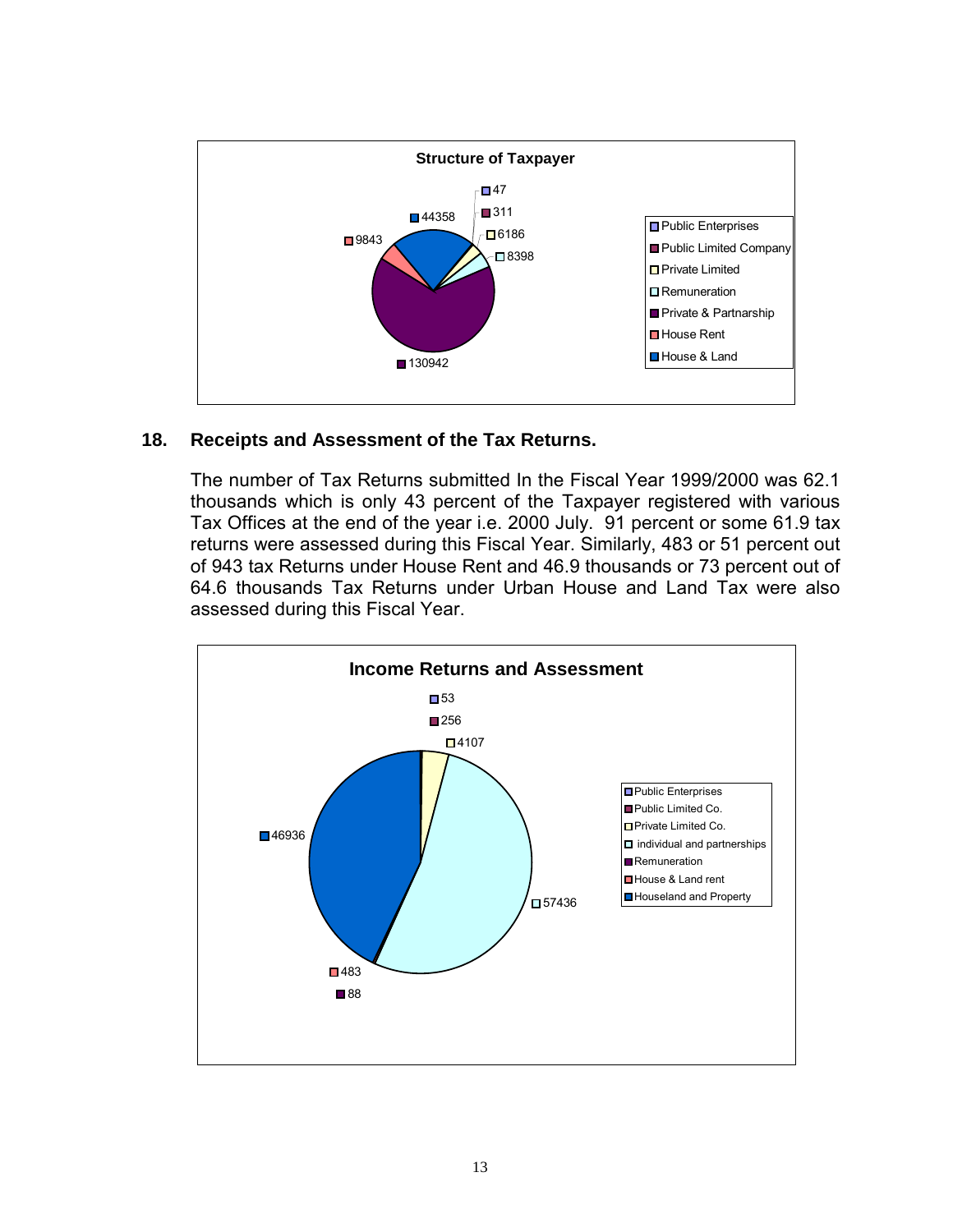**Structure of Taxpayer**

| Category | Value |
|---|---|
| Public Enterprises | 47 |
| Public Limited Company | 311 |
| Private Limited | 6186 |
| Remuneration | 8398 |
| Private & Partnarship | 130942 |
| House Rent | 9843 |
| House & Land | 44358 |

## 18. Receipts and Assessment of the Tax Returns.

The number of Tax Returns submitted In the Fiscal Year 1999/2000 was 62.1 thousands which is only 43 percent of the Taxpayer registered with various Tax Offices at the end of the year i.e. 2000 July. 91 percent or some 61.9 tax returns were assessed during this Fiscal Year. Similarly, 483 or 51 percent out of 943 tax Returns under House Rent and 46.9 thousands or 73 percent out of 64.6 thousands Tax Returns under Urban House and Land Tax were also assessed during this Fiscal Year.

**Income Returns and Assessment**

| Category | Value |
|---|---|
| Public Enterprises | 53 |
| Public Limited Co. | 256 |
| Private Limited Co. | 4107 |
| individual and partnerships | 57436 |
| Remuneration | 88 |
| House & Land rent | 483 |
| Houseland and Property | 46936 |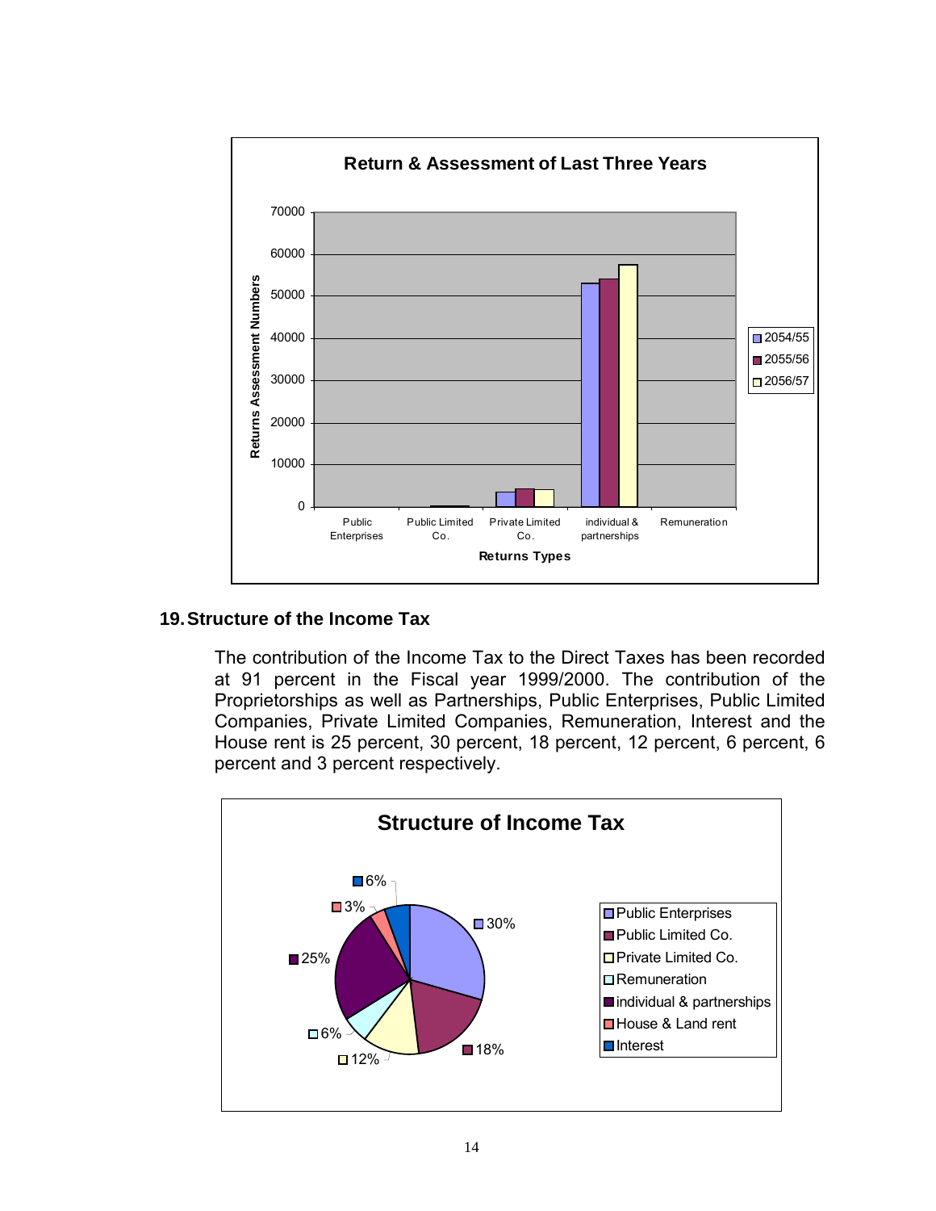**Return & Assessment of Last Three Years**

## 19. Structure of the Income Tax

The contribution of the Income Tax to the Direct Taxes has been recorded at 91 percent in the Fiscal year 1999/2000. The contribution of the Proprietorships as well as Partnerships, Public Enterprises, Public Limited Companies, Private Limited Companies, Remuneration, Interest and the House rent is 25 percent, 30 percent, 18 percent, 12 percent, 6 percent, 6 percent and 3 percent respectively.

**Structure of Income Tax**

| Category | Share |
| --- | --- |
| Public Enterprises | 30% |
| Public Limited Co. | 18% |
| Private Limited Co. | 12% |
| Remuneration | 6% |
| individual & partnerships | 25% |
| House & Land rent | 3% |
| Interest | 6% |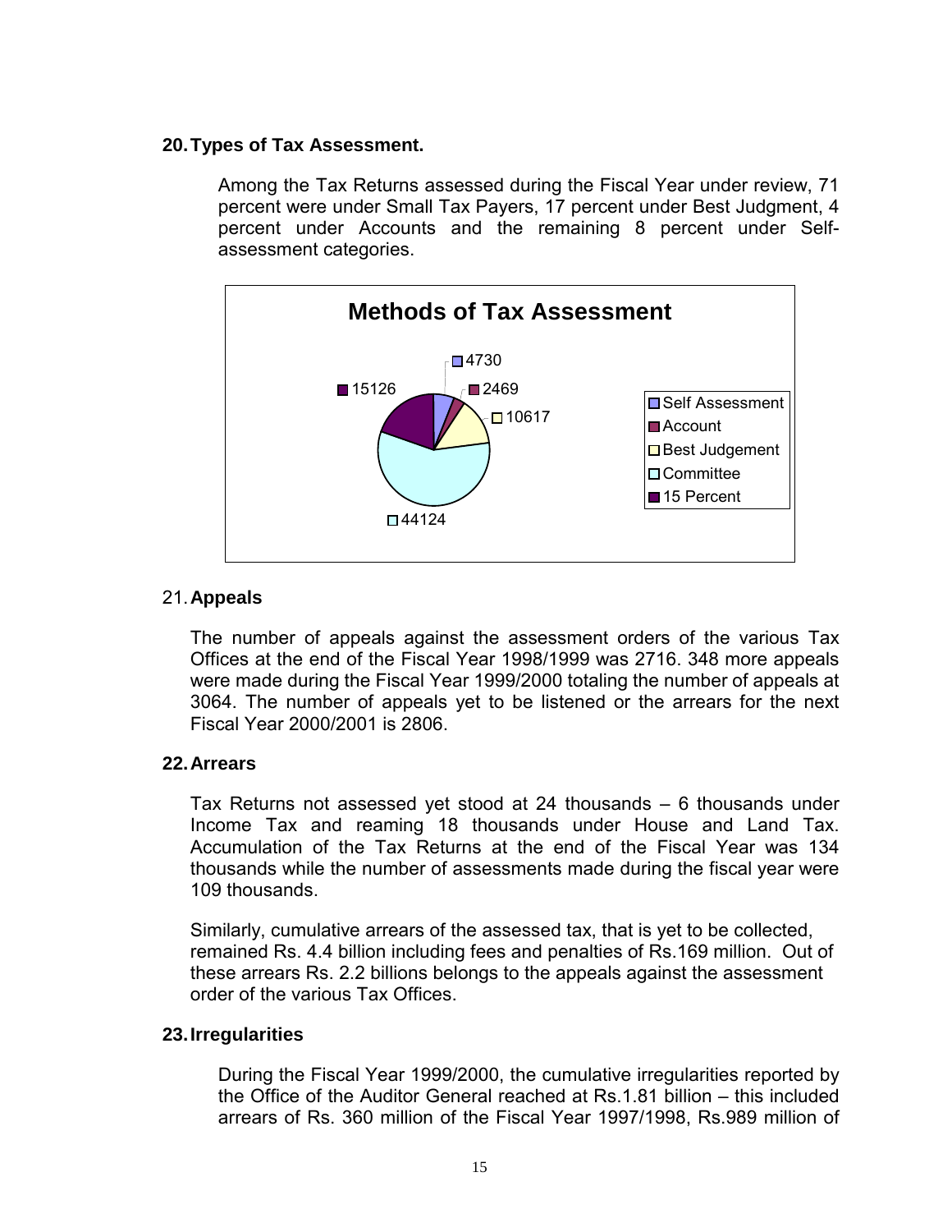## 20. Types of Tax Assessment.

Among the Tax Returns assessed during the Fiscal Year under review, 71 percent were under Small Tax Payers, 17 percent under Best Judgment, 4 percent under Accounts and the remaining 8 percent under Self-assessment categories.

**Methods of Tax Assessment**

| Method | Number |
| --- | --- |
| Self Assessment | 4730 |
| Account | 2469 |
| Best Judgement | 10617 |
| Committee | 44124 |
| 15 Percent | 15126 |

## 21. Appeals

The number of appeals against the assessment orders of the various Tax Offices at the end of the Fiscal Year 1998/1999 was 2716. 348 more appeals were made during the Fiscal Year 1999/2000 totaling the number of appeals at 3064. The number of appeals yet to be listened or the arrears for the next Fiscal Year 2000/2001 is 2806.

## 22. Arrears

Tax Returns not assessed yet stood at 24 thousands – 6 thousands under Income Tax and reaming 18 thousands under House and Land Tax. Accumulation of the Tax Returns at the end of the Fiscal Year was 134 thousands while the number of assessments made during the fiscal year were 109 thousands.

Similarly, cumulative arrears of the assessed tax, that is yet to be collected, remained Rs. 4.4 billion including fees and penalties of Rs.169 million. Out of these arrears Rs. 2.2 billions belongs to the appeals against the assessment order of the various Tax Offices.

## 23. Irregularities

During the Fiscal Year 1999/2000, the cumulative irregularities reported by the Office of the Auditor General reached at Rs.1.81 billion – this included arrears of Rs. 360 million of the Fiscal Year 1997/1998, Rs.989 million of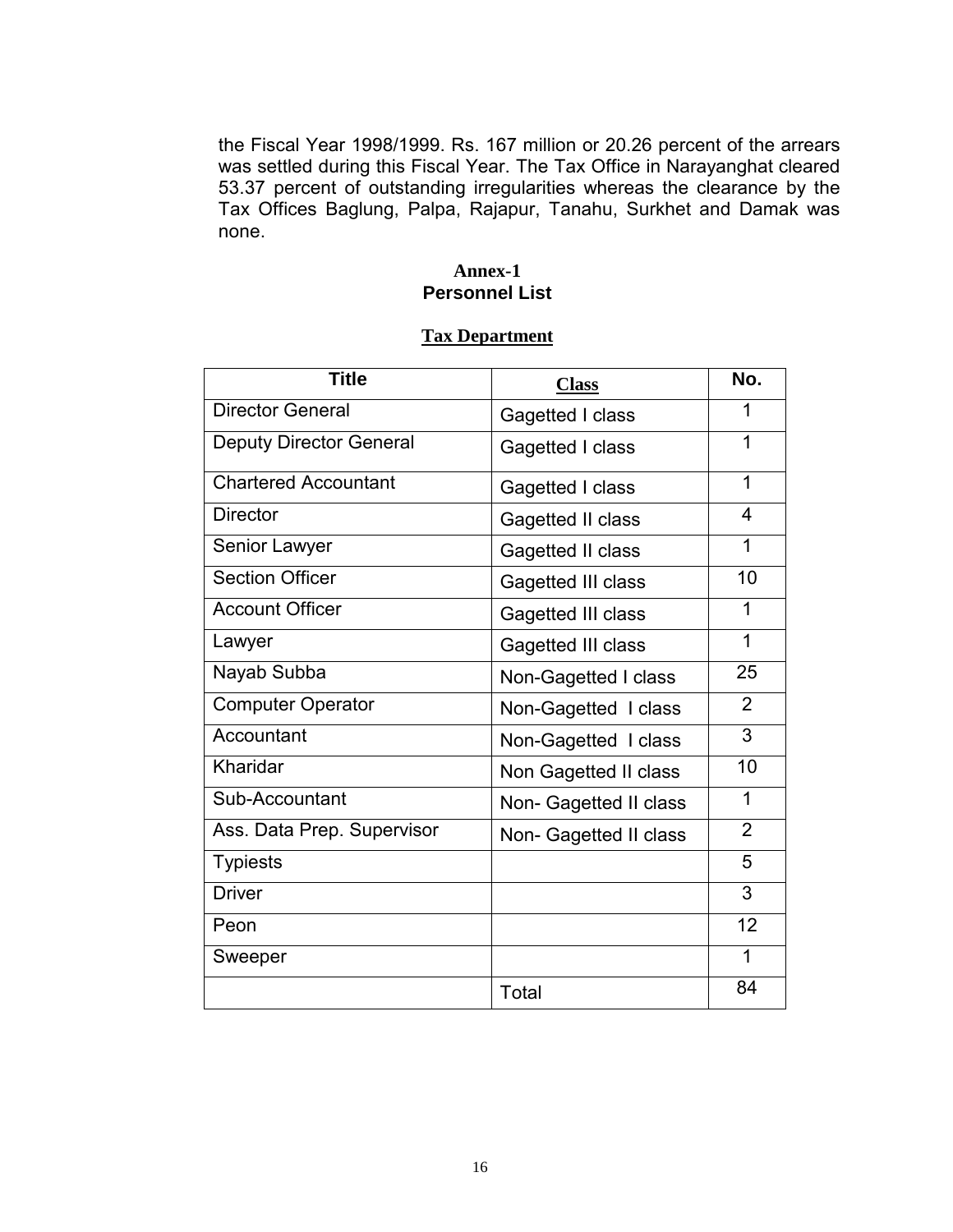the Fiscal Year 1998/1999. Rs. 167 million or 20.26 percent of the arrears was settled during this Fiscal Year. The Tax Office in Narayanghat cleared 53.37 percent of outstanding irregularities whereas the clearance by the Tax Offices Baglung, Palpa, Rajapur, Tanahu, Surkhet and Damak was none.

## Annex-1
## Personnel List

### Tax Department

| Title | Class | No. |
|---|---|---|
| Director General | Gagetted I class | 1 |
| Deputy Director General | Gagetted I class | 1 |
| Chartered Accountant | Gagetted I class | 1 |
| Director | Gagetted II class | 4 |
| Senior Lawyer | Gagetted II class | 1 |
| Section Officer | Gagetted III class | 10 |
| Account Officer | Gagetted III class | 1 |
| Lawyer | Gagetted III class | 1 |
| Nayab Subba | Non-Gagetted I class | 25 |
| Computer Operator | Non-Gagetted I class | 2 |
| Accountant | Non-Gagetted I class | 3 |
| Kharidar | Non Gagetted II class | 10 |
| Sub-Accountant | Non- Gagetted II class | 1 |
| Ass. Data Prep. Supervisor | Non- Gagetted II class | 2 |
| Typiests | | 5 |
| Driver | | 3 |
| Peon | | 12 |
| Sweeper | | 1 |
| | Total | 84 |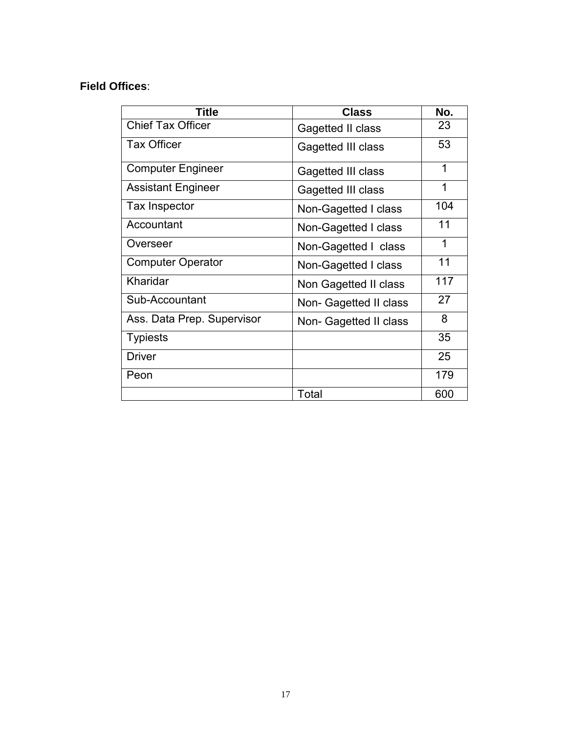**Field Offices**:

| Title | Class | No. |
| --- | --- | --- |
| Chief Tax Officer | Gagetted II class | 23 |
| Tax Officer | Gagetted III class | 53 |
| Computer Engineer | Gagetted III class | 1 |
| Assistant Engineer | Gagetted III class | 1 |
| Tax Inspector | Non-Gagetted I class | 104 |
| Accountant | Non-Gagetted I class | 11 |
| Overseer | Non-Gagetted I class | 1 |
| Computer Operator | Non-Gagetted I class | 11 |
| Kharidar | Non Gagetted II class | 117 |
| Sub-Accountant | Non- Gagetted II class | 27 |
| Ass. Data Prep. Supervisor | Non- Gagetted II class | 8 |
| Typiests | | 35 |
| Driver | | 25 |
| Peon | | 179 |
| | Total | 600 |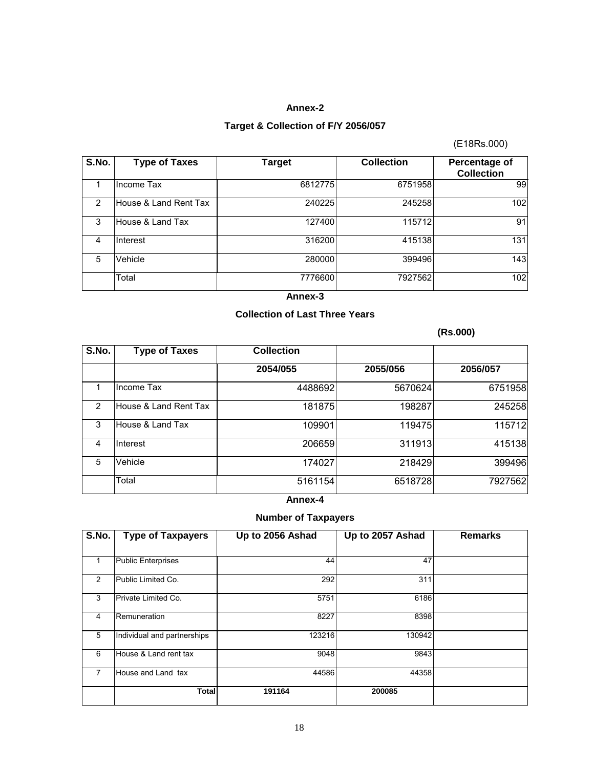## Annex-2

### Target & Collection of F/Y 2056/057

(E18Rs.000)

| S.No. | Type of Taxes | Target | Collection | Percentage of Collection |
|---|---|---|---|---|
| 1 | Income Tax | 6812775 | 6751958 | 99 |
| 2 | House & Land Rent Tax | 240225 | 245258 | 102 |
| 3 | House & Land Tax | 127400 | 115712 | 91 |
| 4 | Interest | 316200 | 415138 | 131 |
| 5 | Vehicle | 280000 | 399496 | 143 |
| | Total | 7776600 | 7927562 | 102 |

## Annex-3

### Collection of Last Three Years

**(Rs.000)**

| S.No. | Type of Taxes | Collection | | |
|---|---|---|---|---|
| | | 2054/055 | 2055/056 | 2056/057 |
| 1 | Income Tax | 4488692 | 5670624 | 6751958 |
| 2 | House & Land Rent Tax | 181875 | 198287 | 245258 |
| 3 | House & Land Tax | 109901 | 119475 | 115712 |
| 4 | Interest | 206659 | 311913 | 415138 |
| 5 | Vehicle | 174027 | 218429 | 399496 |
| | Total | 5161154 | 6518728 | 7927562 |

## Annex-4

### Number of Taxpayers

| S.No. | Type of Taxpayers | Up to 2056 Ashad | Up to 2057 Ashad | Remarks |
|---|---|---|---|---|
| 1 | Public Enterprises | 44 | 47 | |
| 2 | Public Limited Co. | 292 | 311 | |
| 3 | Private Limited Co. | 5751 | 6186 | |
| 4 | Remuneration | 8227 | 8398 | |
| 5 | Individual and partnerships | 123216 | 130942 | |
| 6 | House & Land rent tax | 9048 | 9843 | |
| 7 | House and Land tax | 44586 | 44358 | |
| | **Total** | **191164** | **200085** | |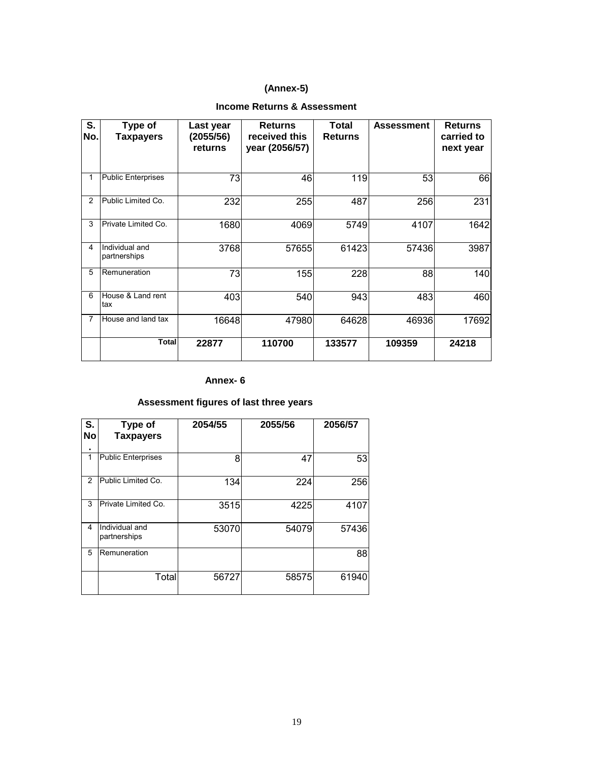(Annex-5)

**Income Returns & Assessment**

| S. No. | Type of Taxpayers | Last year (2055/56) returns | Returns received this year (2056/57) | Total Returns | Assessment | Returns carried to next year |
|---|---|---|---|---|---|---|
| 1 | Public Enterprises | 73 | 46 | 119 | 53 | 66 |
| 2 | Public Limited Co. | 232 | 255 | 487 | 256 | 231 |
| 3 | Private Limited Co. | 1680 | 4069 | 5749 | 4107 | 1642 |
| 4 | Individual and partnerships | 3768 | 57655 | 61423 | 57436 | 3987 |
| 5 | Remuneration | 73 | 155 | 228 | 88 | 140 |
| 6 | House & Land rent tax | 403 | 540 | 943 | 483 | 460 |
| 7 | House and land tax | 16648 | 47980 | 64628 | 46936 | 17692 |
| | **Total** | **22877** | **110700** | **133577** | **109359** | **24218** |

**Annex- 6**

**Assessment figures of last three years**

| S. No. | Type of Taxpayers | 2054/55 | 2055/56 | 2056/57 |
|---|---|---|---|---|
| 1 | Public Enterprises | 8 | 47 | 53 |
| 2 | Public Limited Co. | 134 | 224 | 256 |
| 3 | Private Limited Co. | 3515 | 4225 | 4107 |
| 4 | Individual and partnerships | 53070 | 54079 | 57436 |
| 5 | Remuneration | | | 88 |
| | Total | 56727 | 58575 | 61940 |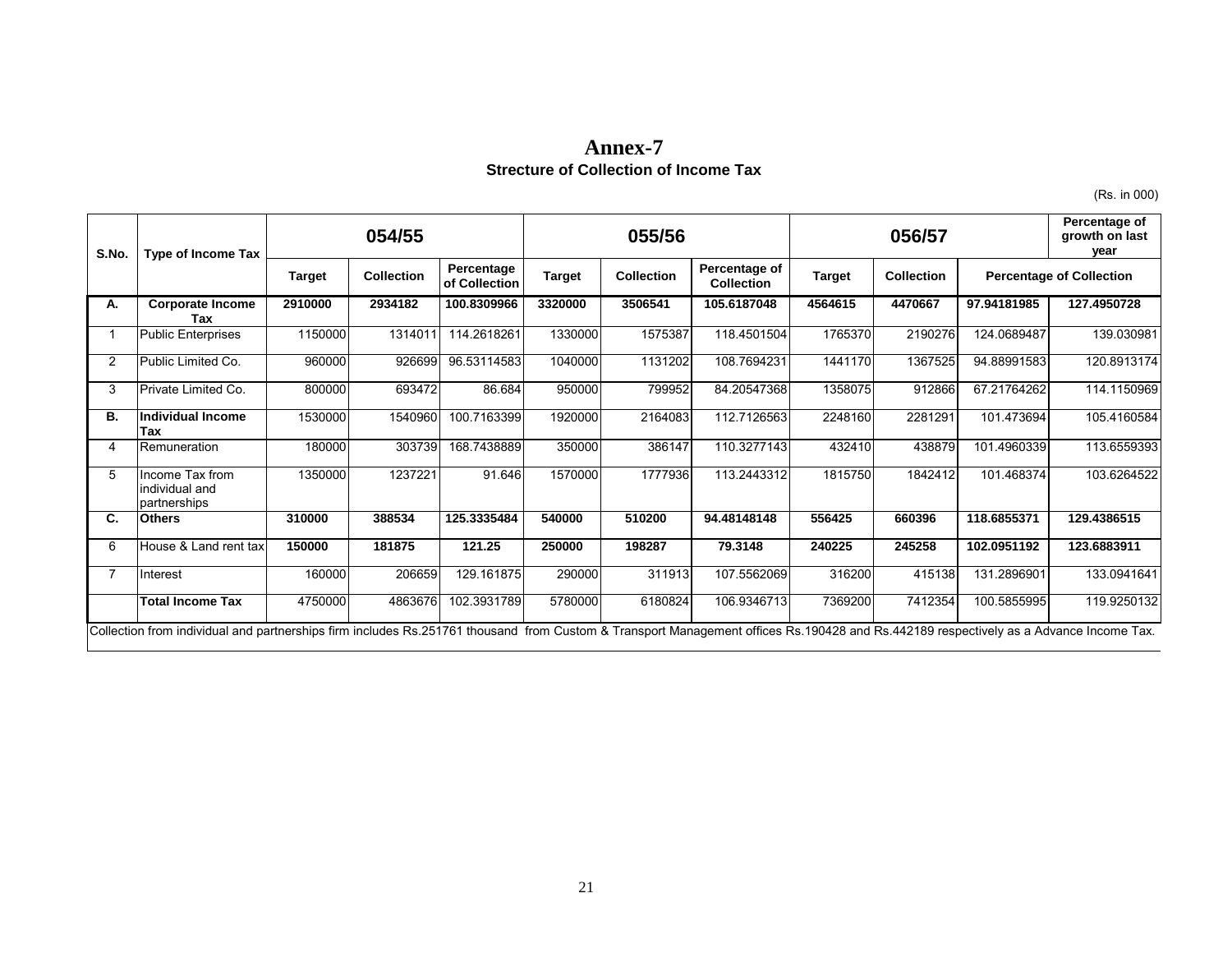# Annex-7

**Strecture of Collection of Income Tax**

(Rs. in 000)

| S.No. | Type of Income Tax | 054/55 | | | 055/56 | | | 056/57 | | | Percentage of growth on last year |
|---|---|---|---|---|---|---|---|---|---|---|---|
| | | Target | Collection | Percentage of Collection | Target | Collection | Percentage of Collection | Target | Collection | Percentage of Collection | |
| **A.** | **Corporate Income Tax** | **2910000** | **2934182** | **100.8309966** | **3320000** | **3506541** | **105.6187048** | **4564615** | **4470667** | **97.94181985** | **127.4950728** |
| 1 | Public Enterprises | 1150000 | 1314011 | 114.2618261 | 1330000 | 1575387 | 118.4501504 | 1765370 | 2190276 | 124.0689487 | 139.030981 |
| 2 | Public Limited Co. | 960000 | 926699 | 96.53114583 | 1040000 | 1131202 | 108.7694231 | 1441170 | 1367525 | 94.88991583 | 120.8913174 |
| 3 | Private Limited Co. | 800000 | 693472 | 86.684 | 950000 | 799952 | 84.20547368 | 1358075 | 912866 | 67.21764262 | 114.1150969 |
| **B.** | **Individual Income Tax** | 1530000 | 1540960 | 100.7163399 | 1920000 | 2164083 | 112.7126563 | 2248160 | 2281291 | 101.473694 | 105.4160584 |
| 4 | Remuneration | 180000 | 303739 | 168.7438889 | 350000 | 386147 | 110.3277143 | 432410 | 438879 | 101.4960339 | 113.6559393 |
| 5 | Income Tax from individual and partnerships | 1350000 | 1237221 | 91.646 | 1570000 | 1777936 | 113.2443312 | 1815750 | 1842412 | 101.468374 | 103.6264522 |
| **C.** | **Others** | **310000** | **388534** | **125.3335484** | **540000** | **510200** | **94.48148148** | **556425** | **660396** | **118.6855371** | **129.4386515** |
| 6 | House & Land rent tax | **150000** | **181875** | **121.25** | **250000** | **198287** | **79.3148** | **240225** | **245258** | **102.0951192** | **123.6883911** |
| 7 | Interest | 160000 | 206659 | 129.161875 | 290000 | 311913 | 107.5562069 | 316200 | 415138 | 131.2896901 | 133.0941641 |
| | **Total Income Tax** | 4750000 | 4863676 | 102.3931789 | 5780000 | 6180824 | 106.9346713 | 7369200 | 7412354 | 100.5855995 | 119.9250132 |

Collection from individual and partnerships firm includes Rs.251761 thousand from Custom & Transport Management offices Rs.190428 and Rs.442189 respectively as a Advance Income Tax.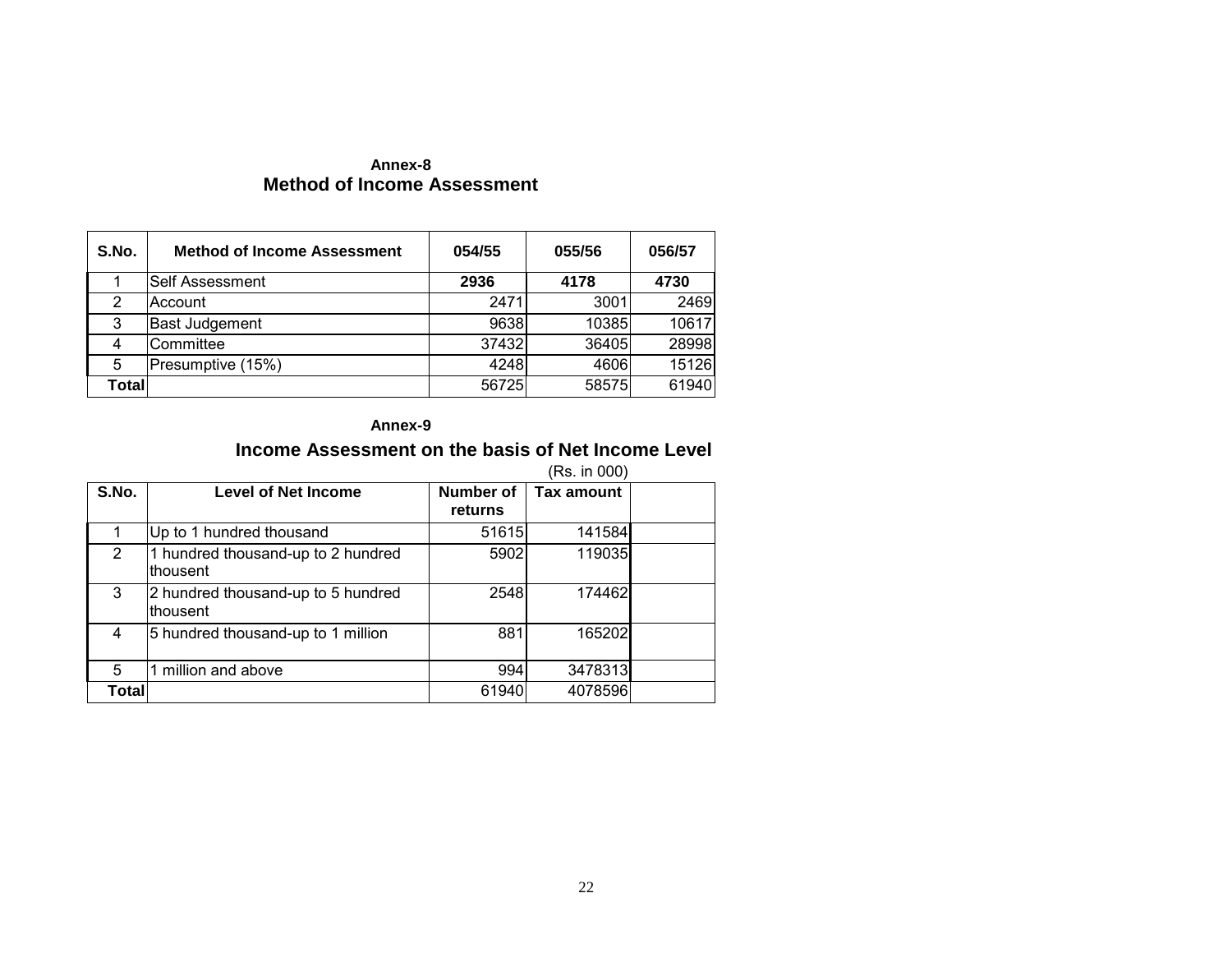**Annex-8**

## Method of Income Assessment

| S.No. | Method of Income Assessment | 054/55 | 055/56 | 056/57 |
|---|---|---|---|---|
| 1 | Self Assessment | **2936** | **4178** | **4730** |
| 2 | Account | 2471 | 3001 | 2469 |
| 3 | Bast Judgement | 9638 | 10385 | 10617 |
| 4 | Committee | 37432 | 36405 | 28998 |
| 5 | Presumptive (15%) | 4248 | 4606 | 15126 |
| **Total** | | 56725 | 58575 | 61940 |

**Annex-9**

## Income Assessment on the basis of Net Income Level

(Rs. in 000)

| S.No. | Level of Net Income | Number of returns | Tax amount | |
|---|---|---|---|---|
| 1 | Up to 1 hundred thousand | 51615 | 141584 | |
| 2 | 1 hundred thousand-up to 2 hundred thousent | 5902 | 119035 | |
| 3 | 2 hundred thousand-up to 5 hundred thousent | 2548 | 174462 | |
| 4 | 5 hundred thousand-up to 1 million | 881 | 165202 | |
| 5 | 1 million and above | 994 | 3478313 | |
| **Total** | | 61940 | 4078596 | |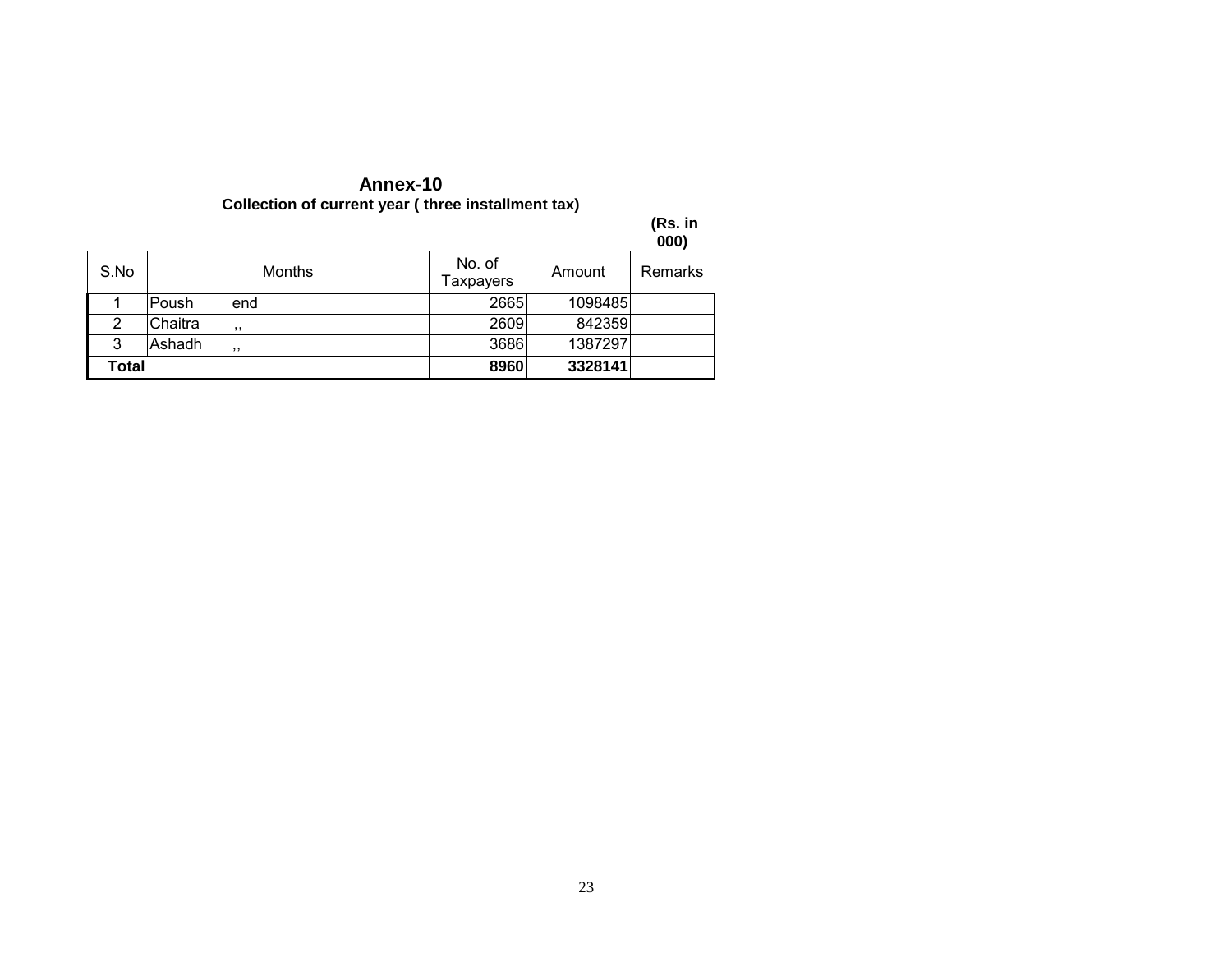# Annex-10

**Collection of current year ( three installment tax)**

**(Rs. in 000)**

| S.No | Months | No. of Taxpayers | Amount | Remarks |
|---|---|---|---|---|
| 1 | Poush end | 2665 | 1098485 | |
| 2 | Chaitra ,, | 2609 | 842359 | |
| 3 | Ashadh ,, | 3686 | 1387297 | |
| **Total** | | **8960** | **3328141** | |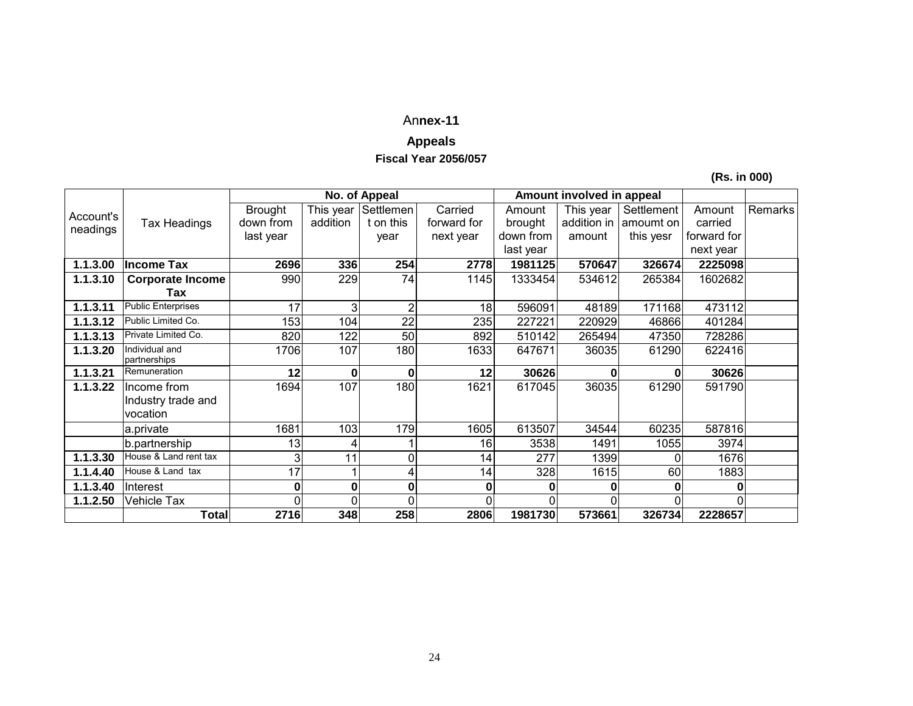# Annex-11

## Appeals

### Fiscal Year 2056/057

**(Rs. in 000)**

| Account's neadings | Tax Headings | No. of Appeal | | | | Amount involved in appeal | | | | |
|---|---|---|---|---|---|---|---|---|---|---|
| | | Brought down from last year | This year addition | Settlement on this year | Carried forward for next year | Amount brought down from last year | This year addition in amount | Settlement amoumt on this yesr | Amount carried forward for next year | Remarks |
| **1.1.3.00** | **Income Tax** | **2696** | **336** | **254** | **2778** | **1981125** | **570647** | **326674** | **2225098** | |
| **1.1.3.10** | **Corporate Income Tax** | 990 | 229 | 74 | 1145 | 1333454 | 534612 | 265384 | 1602682 | |
| **1.1.3.11** | Public Enterprises | 17 | 3 | 2 | 18 | 596091 | 48189 | 171168 | 473112 | |
| **1.1.3.12** | Public Limited Co. | 153 | 104 | 22 | 235 | 227221 | 220929 | 46866 | 401284 | |
| **1.1.3.13** | Private Limited Co. | 820 | 122 | 50 | 892 | 510142 | 265494 | 47350 | 728286 | |
| **1.1.3.20** | Individual and partnerships | 1706 | 107 | 180 | 1633 | 647671 | 36035 | 61290 | 622416 | |
| **1.1.3.21** | Remuneration | **12** | **0** | **0** | **12** | **30626** | **0** | **0** | **30626** | |
| **1.1.3.22** | Income from Industry trade and vocation | 1694 | 107 | 180 | 1621 | 617045 | 36035 | 61290 | 591790 | |
| | a.private | 1681 | 103 | 179 | 1605 | 613507 | 34544 | 60235 | 587816 | |
| | b.partnership | 13 | 4 | 1 | 16 | 3538 | 1491 | 1055 | 3974 | |
| **1.1.3.30** | House & Land rent tax | 3 | 11 | 0 | 14 | 277 | 1399 | 0 | 1676 | |
| **1.1.4.40** | House & Land tax | 17 | 1 | 4 | 14 | 328 | 1615 | 60 | 1883 | |
| **1.1.3.40** | Interest | **0** | **0** | **0** | **0** | **0** | **0** | **0** | **0** | |
| **1.1.2.50** | Vehicle Tax | 0 | 0 | 0 | 0 | 0 | 0 | 0 | 0 | |
| | **Total** | **2716** | **348** | **258** | **2806** | **1981730** | **573661** | **326734** | **2228657** | |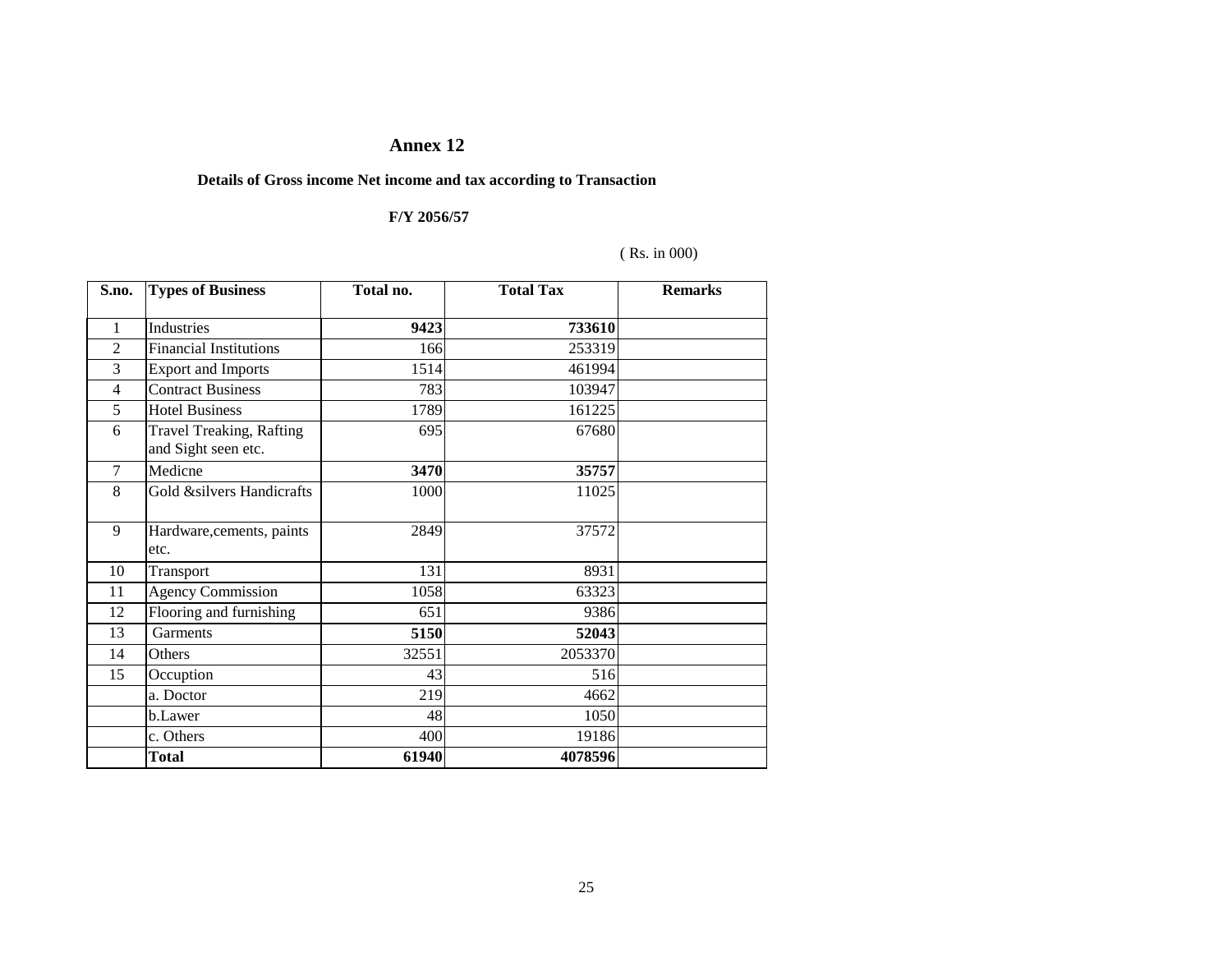# Annex 12

**Details of Gross income Net income and tax according to Transaction**

**F/Y 2056/57**

( Rs. in 000)

| S.no. | Types of Business | Total no. | Total Tax | Remarks |
|---|---|---|---|---|
| 1 | Industries | **9423** | **733610** | |
| 2 | Financial Institutions | 166 | 253319 | |
| 3 | Export and Imports | 1514 | 461994 | |
| 4 | Contract Business | 783 | 103947 | |
| 5 | Hotel Business | 1789 | 161225 | |
| 6 | Travel Treaking, Rafting and Sight seen etc. | 695 | 67680 | |
| 7 | Medicne | **3470** | **35757** | |
| 8 | Gold &silvers Handicrafts | 1000 | 11025 | |
| 9 | Hardware,cements, paints etc. | 2849 | 37572 | |
| 10 | Transport | 131 | 8931 | |
| 11 | Agency Commission | 1058 | 63323 | |
| 12 | Flooring and furnishing | 651 | 9386 | |
| 13 | Garments | **5150** | **52043** | |
| 14 | Others | 32551 | 2053370 | |
| 15 | Occuption | 43 | 516 | |
| | a. Doctor | 219 | 4662 | |
| | b.Lawer | 48 | 1050 | |
| | c. Others | 400 | 19186 | |
| | **Total** | **61940** | **4078596** | |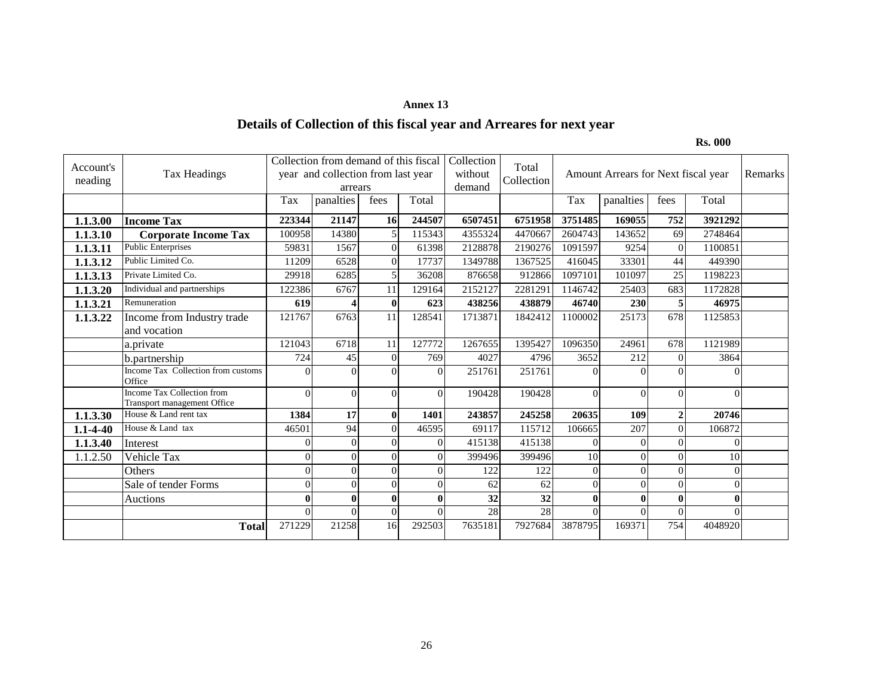**Annex 13**

## Details of Collection of this fiscal year and Arreares for next year

**Rs. 000**

| Account's neading | Tax Headings | Collection from demand of this fiscal year and collection from last year arrears | | | | Collection without demand | Total Collection | Amount Arrears for Next fiscal year | | | | Remarks |
|---|---|---|---|---|---|---|---|---|---|---|---|---|
| | | Tax | panalties | fees | Total | | | Tax | panalties | fees | Total | |
| **1.1.3.00** | **Income Tax** | **223344** | **21147** | **16** | **244507** | **6507451** | **6751958** | **3751485** | **169055** | **752** | **3921292** | |
| **1.1.3.10** | **Corporate Income Tax** | 100958 | 14380 | 5 | 115343 | 4355324 | 4470667 | 2604743 | 143652 | 69 | 2748464 | |
| **1.1.3.11** | Public Enterprises | 59831 | 1567 | 0 | 61398 | 2128878 | 2190276 | 1091597 | 9254 | 0 | 1100851 | |
| **1.1.3.12** | Public Limited Co. | 11209 | 6528 | 0 | 17737 | 1349788 | 1367525 | 416045 | 33301 | 44 | 449390 | |
| **1.1.3.13** | Private Limited Co. | 29918 | 6285 | 5 | 36208 | 876658 | 912866 | 1097101 | 101097 | 25 | 1198223 | |
| **1.1.3.20** | Individual and partnerships | 122386 | 6767 | 11 | 129164 | 2152127 | 2281291 | 1146742 | 25403 | 683 | 1172828 | |
| **1.1.3.21** | Remuneration | **619** | **4** | **0** | **623** | **438256** | **438879** | **46740** | **230** | **5** | **46975** | |
| **1.1.3.22** | Income from Industry trade and vocation | 121767 | 6763 | 11 | 128541 | 1713871 | 1842412 | 1100002 | 25173 | 678 | 1125853 | |
| | a.private | 121043 | 6718 | 11 | 127772 | 1267655 | 1395427 | 1096350 | 24961 | 678 | 1121989 | |
| | b.partnership | 724 | 45 | 0 | 769 | 4027 | 4796 | 3652 | 212 | 0 | 3864 | |
| | Income Tax Collection from customs Office | 0 | 0 | 0 | 0 | 251761 | 251761 | 0 | 0 | 0 | 0 | |
| | Income Tax Collection from Transport management Office | 0 | 0 | 0 | 0 | 190428 | 190428 | 0 | 0 | 0 | 0 | |
| **1.1.3.30** | House & Land rent tax | **1384** | **17** | **0** | **1401** | **243857** | **245258** | **20635** | **109** | **2** | **20746** | |
| **1.1-4-40** | House & Land tax | 46501 | 94 | 0 | 46595 | 69117 | 115712 | 106665 | 207 | 0 | 106872 | |
| **1.1.3.40** | Interest | 0 | 0 | 0 | 0 | 415138 | 415138 | 0 | 0 | 0 | 0 | |
| 1.1.2.50 | Vehicle Tax | 0 | 0 | 0 | 0 | 399496 | 399496 | 10 | 0 | 0 | 10 | |
| | Others | 0 | 0 | 0 | 0 | 122 | 122 | 0 | 0 | 0 | 0 | |
| | Sale of tender Forms | 0 | 0 | 0 | 0 | 62 | 62 | 0 | 0 | 0 | 0 | |
| | Auctions | **0** | **0** | **0** | **0** | **32** | **32** | **0** | **0** | **0** | **0** | |
| | | 0 | 0 | 0 | 0 | 28 | 28 | 0 | 0 | 0 | 0 | |
| | **Total** | 271229 | 21258 | 16 | 292503 | 7635181 | 7927684 | 3878795 | 169371 | 754 | 4048920 | |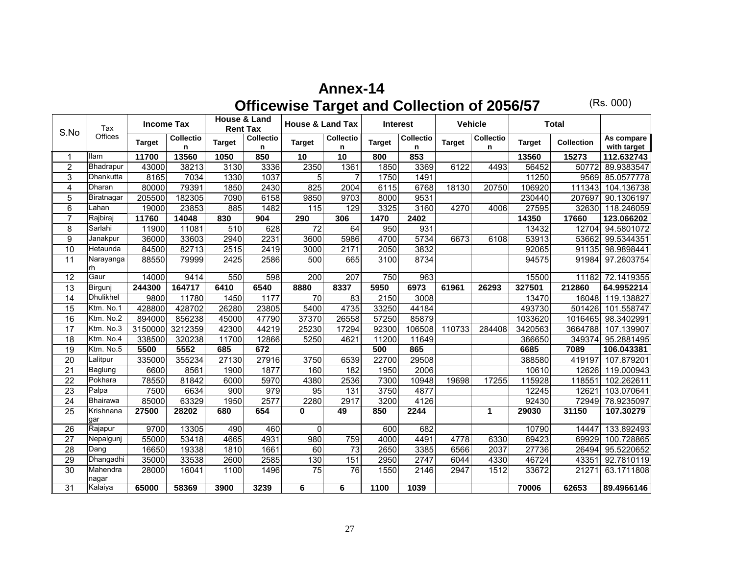# Annex-14

## Officewise Target and Collection of 2056/57

(Rs. 000)

| S.No | Tax Offices | Income Tax | | House & Land Rent Tax | | House & Land Tax | | Interest | | Vehicle | | Total | | |
|---|---|---|---|---|---|---|---|---|---|---|---|---|---|---|
| | | Target | Collection | Target | Collection | Target | Collection | Target | Collection | Target | Collection | Target | Collection | As compare with target |
| 1 | Ilam | **11700** | **13560** | **1050** | **850** | **10** | **10** | **800** | **853** | | | **13560** | **15273** | **112.632743** |
| 2 | Bhadrapur | 43000 | 38213 | 3130 | 3336 | 2350 | 1361 | 1850 | 3369 | 6122 | 4493 | 56452 | 50772 | 89.9383547 |
| 3 | Dhankutta | 8165 | 7034 | 1330 | 1037 | 5 | 7 | 1750 | 1491 | | | 11250 | 9569 | 85.0577778 |
| 4 | Dharan | 80000 | 79391 | 1850 | 2430 | 825 | 2004 | 6115 | 6768 | 18130 | 20750 | 106920 | 111343 | 104.136738 |
| 5 | Biratnagar | 205500 | 182305 | 7090 | 6158 | 9850 | 9703 | 8000 | 9531 | | | 230440 | 207697 | 90.1306197 |
| 6 | Lahan | 19000 | 23853 | 885 | 1482 | 115 | 129 | 3325 | 3160 | 4270 | 4006 | 27595 | 32630 | 118.246059 |
| 7 | Rajbiraj | **11760** | **14048** | **830** | **904** | **290** | **306** | **1470** | **2402** | | | **14350** | **17660** | **123.066202** |
| 8 | Sarlahi | 11900 | 11081 | 510 | 628 | 72 | 64 | 950 | 931 | | | 13432 | 12704 | 94.5801072 |
| 9 | Janakpur | 36000 | 33603 | 2940 | 2231 | 3600 | 5986 | 4700 | 5734 | 6673 | 6108 | 53913 | 53662 | 99.5344351 |
| 10 | Hetaunda | 84500 | 82713 | 2515 | 2419 | 3000 | 2171 | 2050 | 3832 | | | 92065 | 91135 | 98.9898441 |
| 11 | Narayangarh | 88550 | 79999 | 2425 | 2586 | 500 | 665 | 3100 | 8734 | | | 94575 | 91984 | 97.2603754 |
| 12 | Gaur | 14000 | 9414 | 550 | 598 | 200 | 207 | 750 | 963 | | | 15500 | 11182 | 72.1419355 |
| 13 | Birgunj | **244300** | **164717** | **6410** | **6540** | **8880** | **8337** | **5950** | **6973** | **61961** | **26293** | **327501** | **212860** | **64.9952214** |
| 14 | Dhulikhel | 9800 | 11780 | 1450 | 1177 | 70 | 83 | 2150 | 3008 | | | 13470 | 16048 | 119.138827 |
| 15 | Ktm. No.1 | 428800 | 428702 | 26280 | 23805 | 5400 | 4735 | 33250 | 44184 | | | 493730 | 501426 | 101.558747 |
| 16 | Ktm. No.2 | 894000 | 856238 | 45000 | 47790 | 37370 | 26558 | 57250 | 85879 | | | 1033620 | 1016465 | 98.3402991 |
| 17 | Ktm. No.3 | 3150000 | 3212359 | 42300 | 44219 | 25230 | 17294 | 92300 | 106508 | 110733 | 284408 | 3420563 | 3664788 | 107.139907 |
| 18 | Ktm. No.4 | 338500 | 320238 | 11700 | 12866 | 5250 | 4621 | 11200 | 11649 | | | 366650 | 349374 | 95.2881495 |
| 19 | Ktm. No.5 | **5500** | **5552** | **685** | **672** | | | **500** | **865** | | | **6685** | **7089** | **106.043381** |
| 20 | Lalitpur | 335000 | 355234 | 27130 | 27916 | 3750 | 6539 | 22700 | 29508 | | | 388580 | 419197 | 107.879201 |
| 21 | Baglung | 6600 | 8561 | 1900 | 1877 | 160 | 182 | 1950 | 2006 | | | 10610 | 12626 | 119.000943 |
| 22 | Pokhara | 78550 | 81842 | 6000 | 5970 | 4380 | 2536 | 7300 | 10948 | 19698 | 17255 | 115928 | 118551 | 102.262611 |
| 23 | Palpa | 7500 | 6634 | 900 | 979 | 95 | 131 | 3750 | 4877 | | | 12245 | 12621 | 103.070641 |
| 24 | Bhairawa | 85000 | 63329 | 1950 | 2577 | 2280 | 2917 | 3200 | 4126 | | | 92430 | 72949 | 78.9235097 |
| 25 | Krishnanagar | **27500** | **28202** | **680** | **654** | **0** | **49** | **850** | **2244** | | **1** | **29030** | **31150** | **107.30279** |
| 26 | Rajapur | 9700 | 13305 | 490 | 460 | 0 | | 600 | 682 | | | 10790 | 14447 | 133.892493 |
| 27 | Nepalgunj | 55000 | 53418 | 4665 | 4931 | 980 | 759 | 4000 | 4491 | 4778 | 6330 | 69423 | 69929 | 100.728865 |
| 28 | Dang | 16650 | 19338 | 1810 | 1661 | 60 | 73 | 2650 | 3385 | 6566 | 2037 | 27736 | 26494 | 95.5220652 |
| 29 | Dhangadhi | 35000 | 33538 | 2600 | 2585 | 130 | 151 | 2950 | 2747 | 6044 | 4330 | 46724 | 43351 | 92.7810119 |
| 30 | Mahendranagar | 28000 | 16041 | 1100 | 1496 | 75 | 76 | 1550 | 2146 | 2947 | 1512 | 33672 | 21271 | 63.1711808 |
| 31 | Kalaiya | **65000** | **58369** | **3900** | **3239** | **6** | **6** | **1100** | **1039** | | | **70006** | **62653** | **89.4966146** |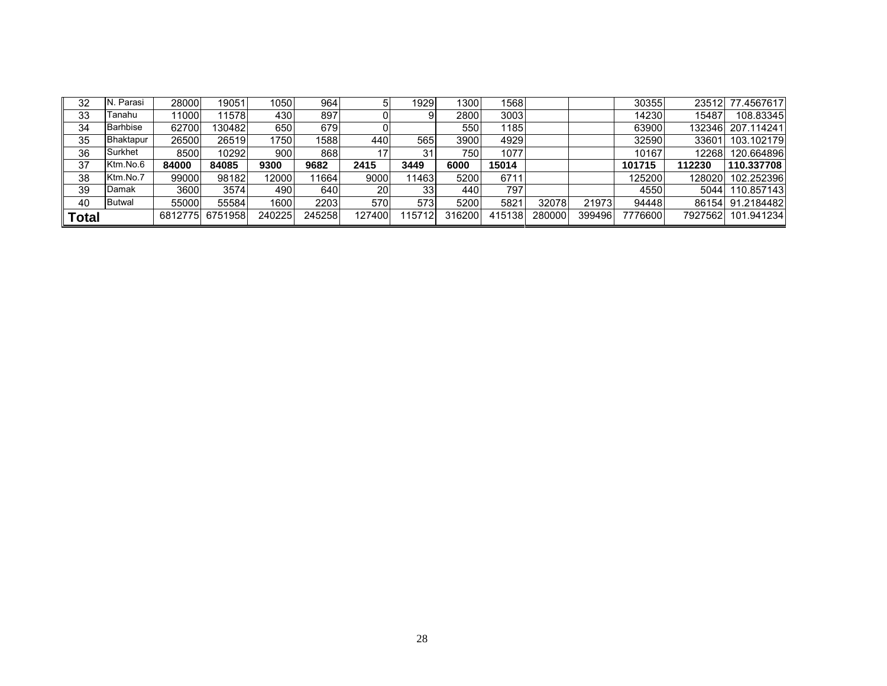| | | | | | | | | | | | | | | |
|---|---|---|---|---|---|---|---|---|---|---|---|---|---|---|
| 32 | N. Parasi | 28000 | 19051 | 1050 | 964 | 5 | 1929 | 1300 | 1568 | | | 30355 | 23512 | 77.4567617 |
| 33 | Tanahu | 11000 | 11578 | 430 | 897 | 0 | 9 | 2800 | 3003 | | | 14230 | 15487 | 108.83345 |
| 34 | Barhbise | 62700 | 130482 | 650 | 679 | 0 | | 550 | 1185 | | | 63900 | 132346 | 207.114241 |
| 35 | Bhaktapur | 26500 | 26519 | 1750 | 1588 | 440 | 565 | 3900 | 4929 | | | 32590 | 33601 | 103.102179 |
| 36 | Surkhet | 8500 | 10292 | 900 | 868 | 17 | 31 | 750 | 1077 | | | 10167 | 12268 | 120.664896 |
| 37 | Ktm.No.6 | **84000** | **84085** | **9300** | **9682** | **2415** | **3449** | **6000** | **15014** | | | **101715** | **112230** | **110.337708** |
| 38 | Ktm.No.7 | 99000 | 98182 | 12000 | 11664 | 9000 | 11463 | 5200 | 6711 | | | 125200 | 128020 | 102.252396 |
| 39 | Damak | 3600 | 3574 | 490 | 640 | 20 | 33 | 440 | 797 | | | 4550 | 5044 | 110.857143 |
| 40 | Butwal | 55000 | 55584 | 1600 | 2203 | 570 | 573 | 5200 | 5821 | 32078 | 21973 | 94448 | 86154 | 91.2184482 |
| **Total** | | 6812775 | 6751958 | 240225 | 245258 | 127400 | 115712 | 316200 | 415138 | 280000 | 399496 | 7776600 | 7927562 | 101.941234 |